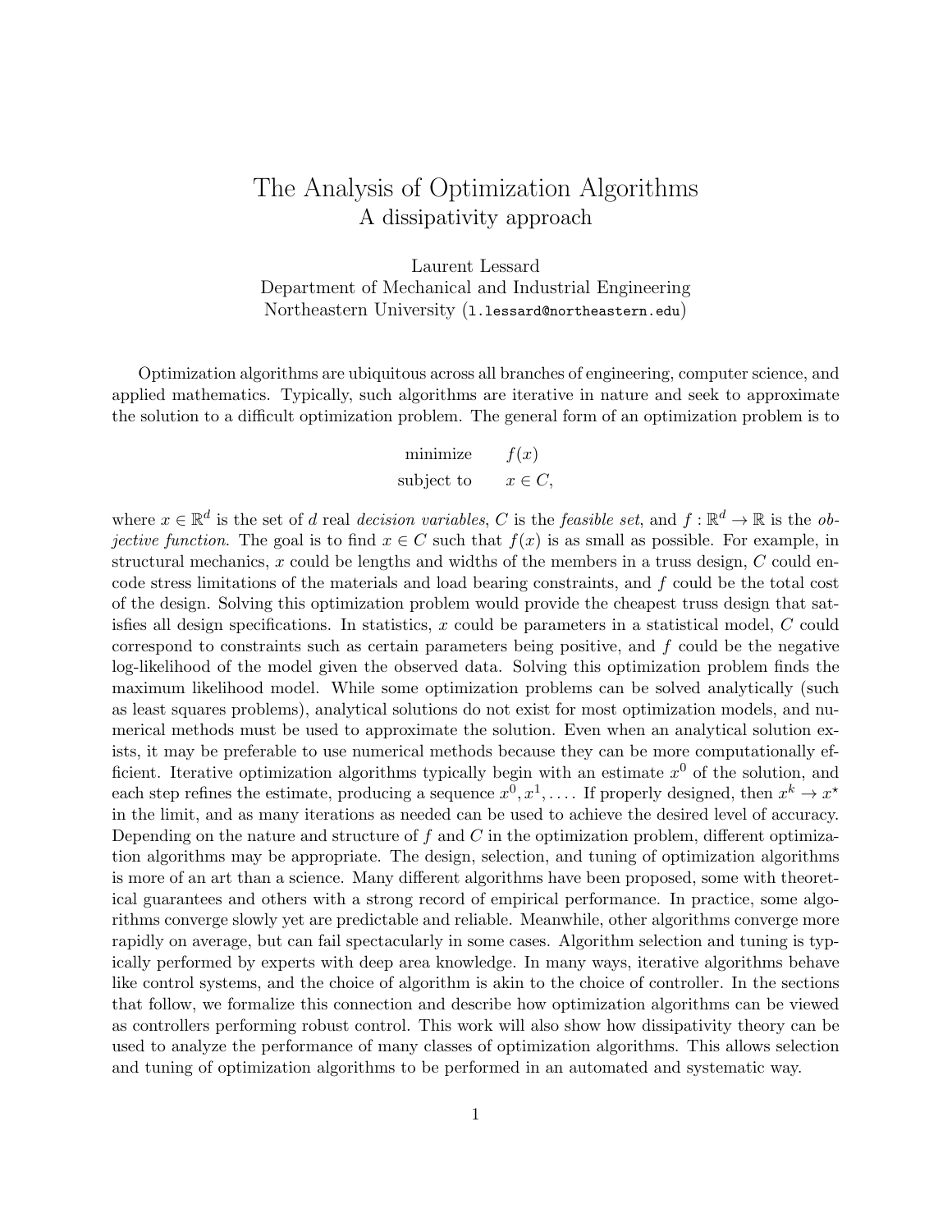# The Analysis of Optimization Algorithms

## A dissipativity approach

Laurent Lessard
Department of Mechanical and Industrial Engineering
Northeastern University (l.lessard@northeastern.edu)

Optimization algorithms are ubiquitous across all branches of engineering, computer science, and applied mathematics. Typically, such algorithms are iterative in nature and seek to approximate the solution to a difficult optimization problem. The general form of an optimization problem is to

$$
\begin{aligned}
\text{minimize} \quad & f(x) \\
\text{subject to} \quad & x \in C,
\end{aligned}
$$

where $x \in \mathbb{R}^d$ is the set of $d$ real *decision variables*, $C$ is the *feasible set*, and $f : \mathbb{R}^d \to \mathbb{R}$ is the *objective function*. The goal is to find $x \in C$ such that $f(x)$ is as small as possible. For example, in structural mechanics, $x$ could be lengths and widths of the members in a truss design, $C$ could encode stress limitations of the materials and load bearing constraints, and $f$ could be the total cost of the design. Solving this optimization problem would provide the cheapest truss design that satisfies all design specifications. In statistics, $x$ could be parameters in a statistical model, $C$ could correspond to constraints such as certain parameters being positive, and $f$ could be the negative log-likelihood of the model given the observed data. Solving this optimization problem finds the maximum likelihood model. While some optimization problems can be solved analytically (such as least squares problems), analytical solutions do not exist for most optimization models, and numerical methods must be used to approximate the solution. Even when an analytical solution exists, it may be preferable to use numerical methods because they can be more computationally efficient. Iterative optimization algorithms typically begin with an estimate $x^0$ of the solution, and each step refines the estimate, producing a sequence $x^0, x^1, \dots$. If properly designed, then $x^k \to x^\star$ in the limit, and as many iterations as needed can be used to achieve the desired level of accuracy. Depending on the nature and structure of $f$ and $C$ in the optimization problem, different optimization algorithms may be appropriate. The design, selection, and tuning of optimization algorithms is more of an art than a science. Many different algorithms have been proposed, some with theoretical guarantees and others with a strong record of empirical performance. In practice, some algorithms converge slowly yet are predictable and reliable. Meanwhile, other algorithms converge more rapidly on average, but can fail spectacularly in some cases. Algorithm selection and tuning is typically performed by experts with deep area knowledge. In many ways, iterative algorithms behave like control systems, and the choice of algorithm is akin to the choice of controller. In the sections that follow, we formalize this connection and describe how optimization algorithms can be viewed as controllers performing robust control. This work will also show how dissipativity theory can be used to analyze the performance of many classes of optimization algorithms. This allows selection and tuning of optimization algorithms to be performed in an automated and systematic way.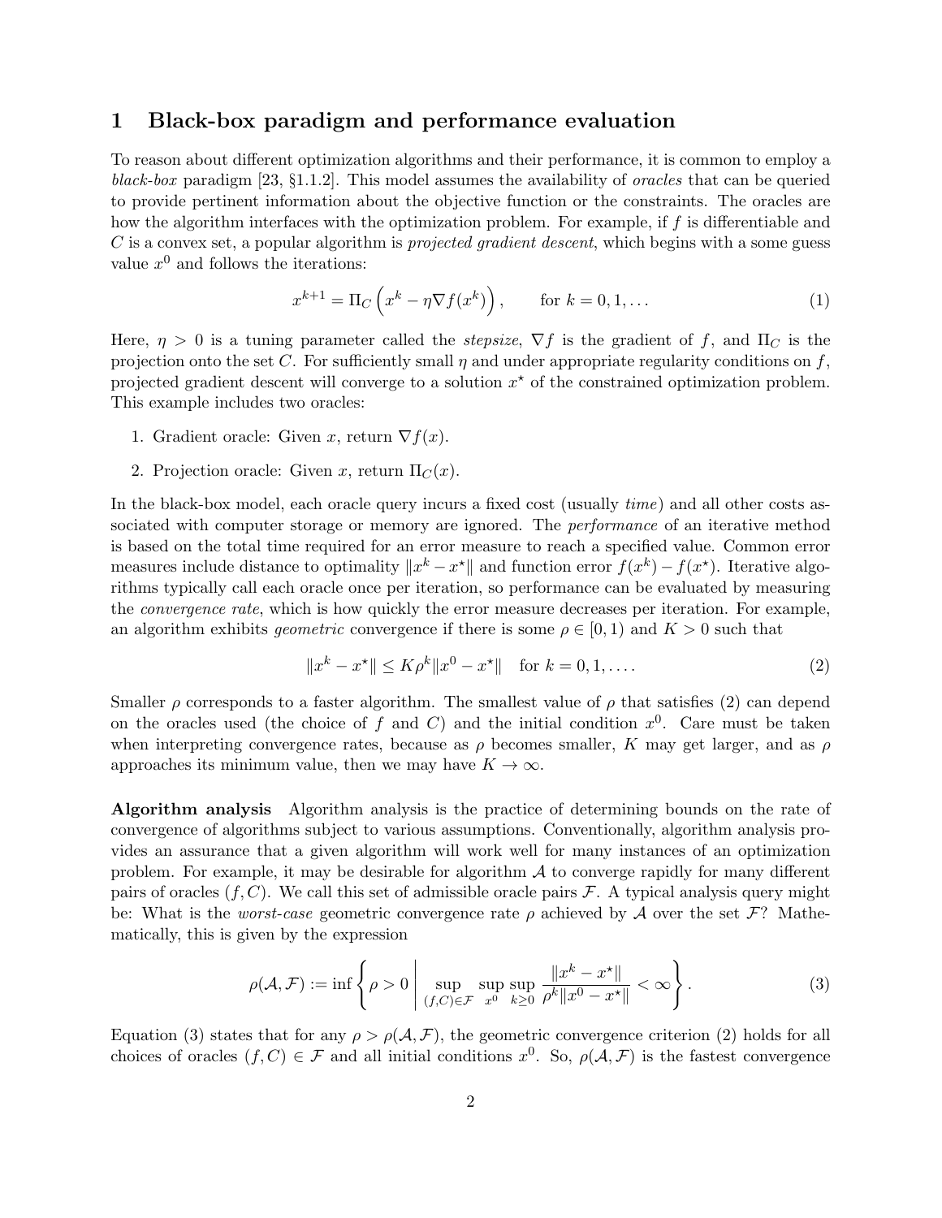# 1 Black-box paradigm and performance evaluation

To reason about different optimization algorithms and their performance, it is common to employ a *black-box* paradigm [23, §1.1.2]. This model assumes the availability of *oracles* that can be queried to provide pertinent information about the objective function or the constraints. The oracles are how the algorithm interfaces with the optimization problem. For example, if $f$ is differentiable and $C$ is a convex set, a popular algorithm is *projected gradient descent*, which begins with a some guess value $x^0$ and follows the iterations:

$$x^{k+1} = \Pi_C\left(x^k - \eta \nabla f(x^k)\right), \qquad \text{for } k = 0, 1, \dots \tag{1}$$

Here, $\eta > 0$ is a tuning parameter called the *stepsize*, $\nabla f$ is the gradient of $f$, and $\Pi_C$ is the projection onto the set $C$. For sufficiently small $\eta$ and under appropriate regularity conditions on $f$, projected gradient descent will converge to a solution $x^\star$ of the constrained optimization problem. This example includes two oracles:

1. Gradient oracle: Given $x$, return $\nabla f(x)$.
2. Projection oracle: Given $x$, return $\Pi_C(x)$.

In the black-box model, each oracle query incurs a fixed cost (usually *time*) and all other costs associated with computer storage or memory are ignored. The *performance* of an iterative method is based on the total time required for an error measure to reach a specified value. Common error measures include distance to optimality $\|x^k - x^\star\|$ and function error $f(x^k) - f(x^\star)$. Iterative algorithms typically call each oracle once per iteration, so performance can be evaluated by measuring the *convergence rate*, which is how quickly the error measure decreases per iteration. For example, an algorithm exhibits *geometric* convergence if there is some $\rho \in [0, 1)$ and $K > 0$ such that

$$\|x^k - x^\star\| \le K\rho^k \|x^0 - x^\star\| \quad \text{for } k = 0, 1, \dots. \tag{2}$$

Smaller $\rho$ corresponds to a faster algorithm. The smallest value of $\rho$ that satisfies (2) can depend on the oracles used (the choice of $f$ and $C$) and the initial condition $x^0$. Care must be taken when interpreting convergence rates, because as $\rho$ becomes smaller, $K$ may get larger, and as $\rho$ approaches its minimum value, then we may have $K \to \infty$.

**Algorithm analysis** Algorithm analysis is the practice of determining bounds on the rate of convergence of algorithms subject to various assumptions. Conventionally, algorithm analysis provides an assurance that a given algorithm will work well for many instances of an optimization problem. For example, it may be desirable for algorithm $\mathcal{A}$ to converge rapidly for many different pairs of oracles $(f, C)$. We call this set of admissible oracle pairs $\mathcal{F}$. A typical analysis query might be: What is the *worst-case* geometric convergence rate $\rho$ achieved by $\mathcal{A}$ over the set $\mathcal{F}$? Mathematically, this is given by the expression

$$\rho(\mathcal{A}, \mathcal{F}) := \inf\left\{ \rho > 0 \;\middle|\; \sup_{(f,C)\in\mathcal{F}} \sup_{x^0} \sup_{k\ge 0} \frac{\|x^k - x^\star\|}{\rho^k \|x^0 - x^\star\|} < \infty \right\}. \tag{3}$$

Equation (3) states that for any $\rho > \rho(\mathcal{A}, \mathcal{F})$, the geometric convergence criterion (2) holds for all choices of oracles $(f, C) \in \mathcal{F}$ and all initial conditions $x^0$. So, $\rho(\mathcal{A}, \mathcal{F})$ is the fastest convergence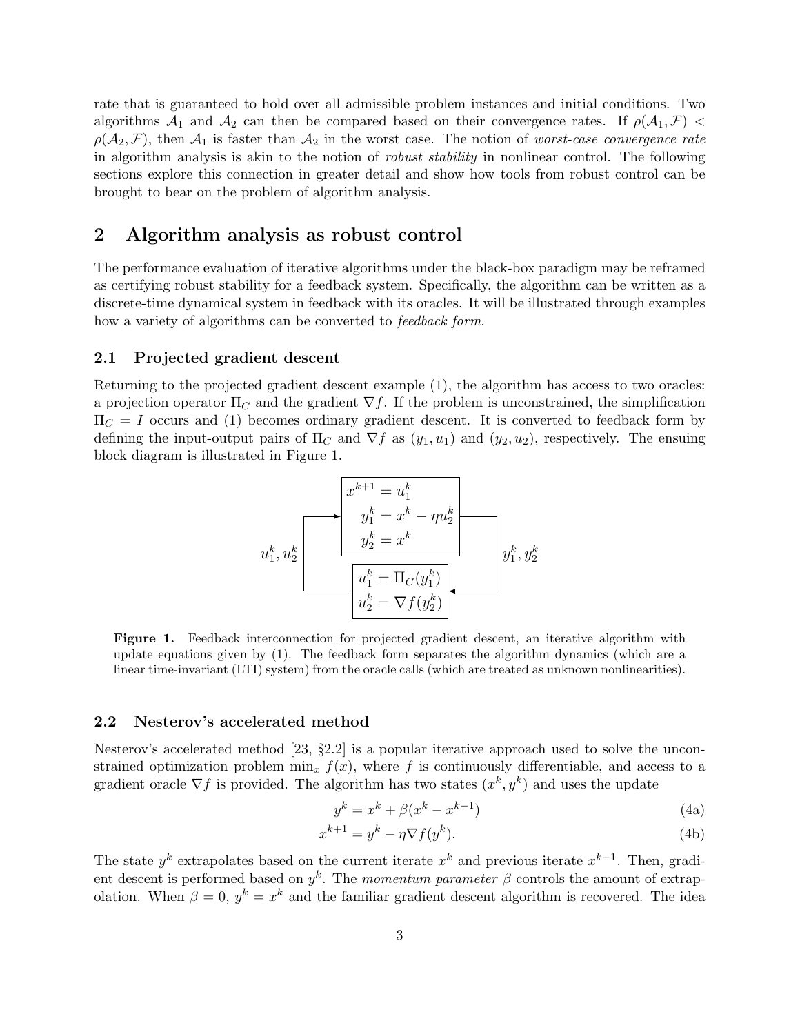rate that is guaranteed to hold over all admissible problem instances and initial conditions. Two algorithms $\mathcal{A}_1$ and $\mathcal{A}_2$ can then be compared based on their convergence rates. If $\rho(\mathcal{A}_1, \mathcal{F}) < \rho(\mathcal{A}_2, \mathcal{F})$, then $\mathcal{A}_1$ is faster than $\mathcal{A}_2$ in the worst case. The notion of *worst-case convergence rate* in algorithm analysis is akin to the notion of *robust stability* in nonlinear control. The following sections explore this connection in greater detail and show how tools from robust control can be brought to bear on the problem of algorithm analysis.

## 2 Algorithm analysis as robust control

The performance evaluation of iterative algorithms under the black-box paradigm may be reframed as certifying robust stability for a feedback system. Specifically, the algorithm can be written as a discrete-time dynamical system in feedback with its oracles. It will be illustrated through examples how a variety of algorithms can be converted to *feedback form*.

### 2.1 Projected gradient descent

Returning to the projected gradient descent example (1), the algorithm has access to two oracles: a projection operator $\Pi_C$ and the gradient $\nabla f$. If the problem is unconstrained, the simplification $\Pi_C = I$ occurs and (1) becomes ordinary gradient descent. It is converted to feedback form by defining the input-output pairs of $\Pi_C$ and $\nabla f$ as $(y_1, u_1)$ and $(y_2, u_2)$, respectively. The ensuing block diagram is illustrated in Figure 1.

$$
\begin{aligned}
x^{k+1} &= u_1^k \\
y_1^k &= x^k - \eta u_2^k \\
y_2^k &= x^k
\end{aligned}
\qquad
\begin{aligned}
u_1^k &= \Pi_C(y_1^k) \\
u_2^k &= \nabla f(y_2^k)
\end{aligned}
$$

**Figure 1.** Feedback interconnection for projected gradient descent, an iterative algorithm with update equations given by (1). The feedback form separates the algorithm dynamics (which are a linear time-invariant (LTI) system) from the oracle calls (which are treated as unknown nonlinearities).

### 2.2 Nesterov's accelerated method

Nesterov's accelerated method [23, §2.2] is a popular iterative approach used to solve the unconstrained optimization problem $\min_x f(x)$, where $f$ is continuously differentiable, and access to a gradient oracle $\nabla f$ is provided. The algorithm has two states $(x^k, y^k)$ and uses the update

$$y^k = x^k + \beta(x^k - x^{k-1}) \tag{4a}$$

$$x^{k+1} = y^k - \eta \nabla f(y^k). \tag{4b}$$

The state $y^k$ extrapolates based on the current iterate $x^k$ and previous iterate $x^{k-1}$. Then, gradient descent is performed based on $y^k$. The *momentum parameter* $\beta$ controls the amount of extrapolation. When $\beta = 0$, $y^k = x^k$ and the familiar gradient descent algorithm is recovered. The idea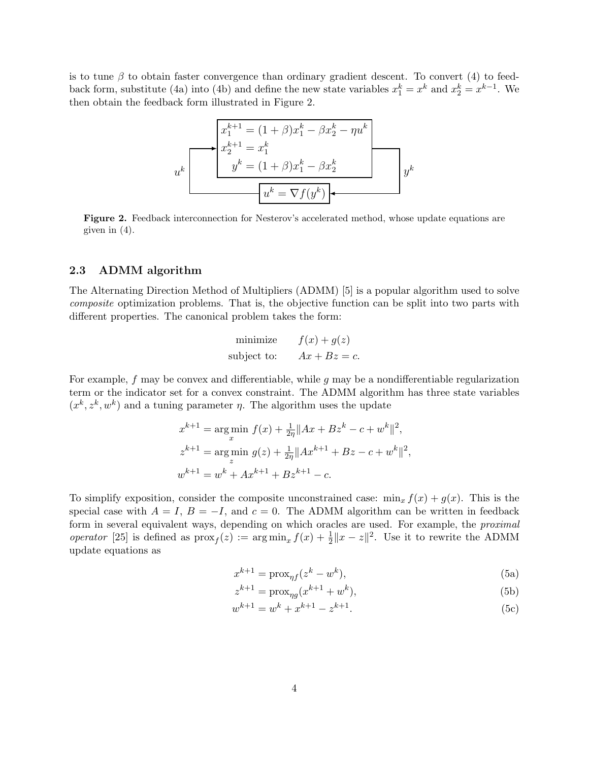is to tune $\beta$ to obtain faster convergence than ordinary gradient descent. To convert (4) to feedback form, substitute (4a) into (4b) and define the new state variables $x_1^k = x^k$ and $x_2^k = x^{k-1}$. We then obtain the feedback form illustrated in Figure 2.

$$
\begin{aligned}
x_1^{k+1} &= (1+\beta)x_1^k - \beta x_2^k - \eta u^k \\
x_2^{k+1} &= x_1^k \\
y^k &= (1+\beta)x_1^k - \beta x_2^k
\end{aligned}
\qquad
u^k = \nabla f(y^k)
$$

**Figure 2.** Feedback interconnection for Nesterov's accelerated method, whose update equations are given in (4).

### 2.3 ADMM algorithm

The Alternating Direction Method of Multipliers (ADMM) [5] is a popular algorithm used to solve *composite* optimization problems. That is, the objective function can be split into two parts with different properties. The canonical problem takes the form:

$$
\begin{aligned}
\text{minimize} \quad & f(x) + g(z) \\
\text{subject to:} \quad & Ax + Bz = c.
\end{aligned}
$$

For example, $f$ may be convex and differentiable, while $g$ may be a nondifferentiable regularization term or the indicator set for a convex constraint. The ADMM algorithm has three state variables $(x^k, z^k, w^k)$ and a tuning parameter $\eta$. The algorithm uses the update

$$
\begin{aligned}
x^{k+1} &= \arg\min_x \, f(x) + \tfrac{1}{2\eta}\|Ax + Bz^k - c + w^k\|^2, \\
z^{k+1} &= \arg\min_z \, g(z) + \tfrac{1}{2\eta}\|Ax^{k+1} + Bz - c + w^k\|^2, \\
w^{k+1} &= w^k + Ax^{k+1} + Bz^{k+1} - c.
\end{aligned}
$$

To simplify exposition, consider the composite unconstrained case: $\min_x f(x) + g(x)$. This is the special case with $A = I$, $B = -I$, and $c = 0$. The ADMM algorithm can be written in feedback form in several equivalent ways, depending on which oracles are used. For example, the *proximal operator* [25] is defined as $\text{prox}_f(z) := \arg\min_x f(x) + \frac{1}{2}\|x - z\|^2$. Use it to rewrite the ADMM update equations as

$$
x^{k+1} = \text{prox}_{\eta f}(z^k - w^k), \tag{5a}
$$

$$
z^{k+1} = \text{prox}_{\eta g}(x^{k+1} + w^k), \tag{5b}
$$

$$
w^{k+1} = w^k + x^{k+1} - z^{k+1}. \tag{5c}
$$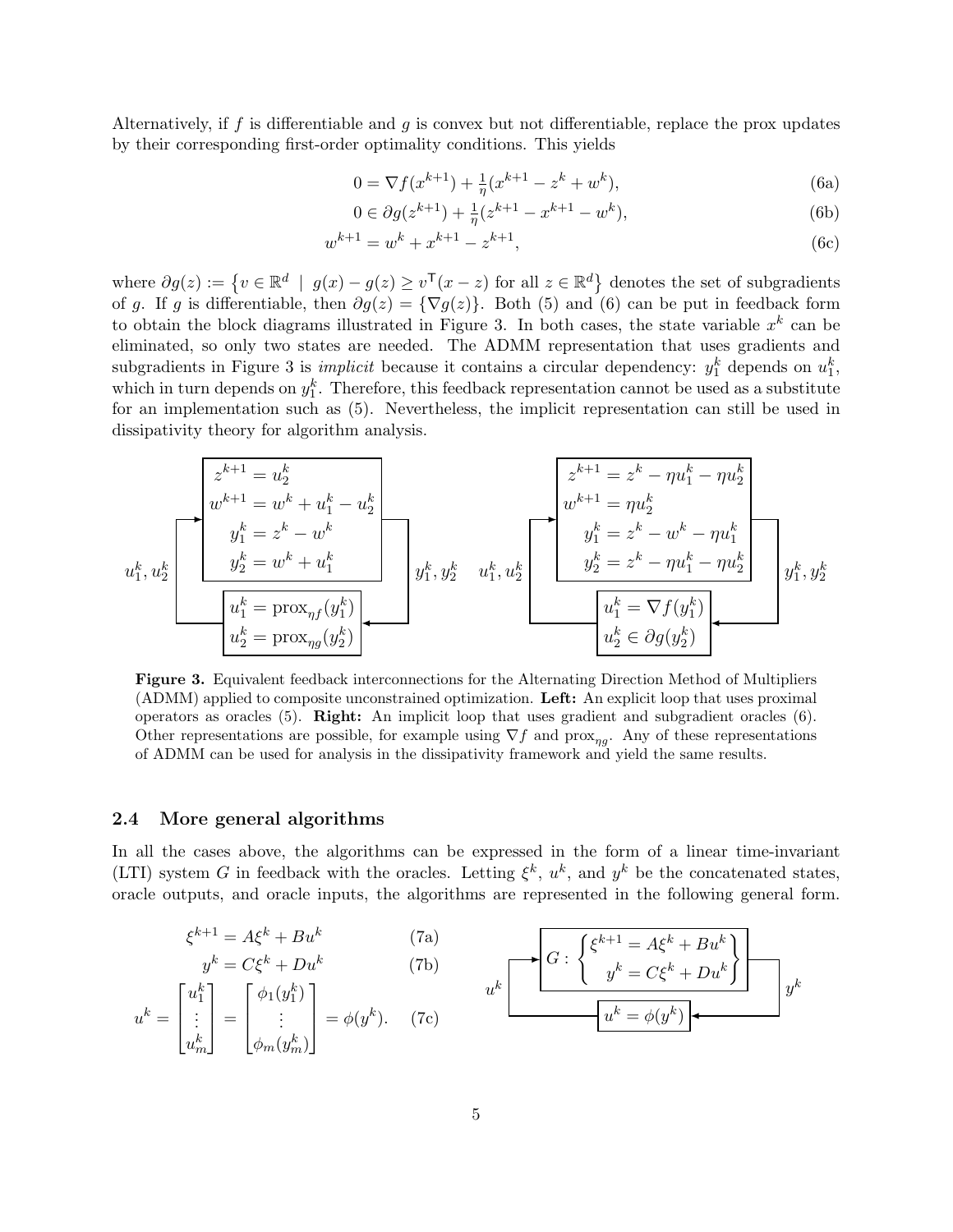Alternatively, if $f$ is differentiable and $g$ is convex but not differentiable, replace the prox updates by their corresponding first-order optimality conditions. This yields

$$0 = \nabla f(x^{k+1}) + \tfrac{1}{\eta}(x^{k+1} - z^k + w^k), \tag{6a}$$

$$0 \in \partial g(z^{k+1}) + \tfrac{1}{\eta}(z^{k+1} - x^{k+1} - w^k), \tag{6b}$$

$$w^{k+1} = w^k + x^{k+1} - z^{k+1}, \tag{6c}$$

where $\partial g(z) := \{ v \in \mathbb{R}^d \mid g(x) - g(z) \geq v^\mathsf{T}(x - z) \text{ for all } z \in \mathbb{R}^d \}$ denotes the set of subgradients of $g$. If $g$ is differentiable, then $\partial g(z) = \{\nabla g(z)\}$. Both (5) and (6) can be put in feedback form to obtain the block diagrams illustrated in Figure 3. In both cases, the state variable $x^k$ can be eliminated, so only two states are needed. The ADMM representation that uses gradients and subgradients in Figure 3 is *implicit* because it contains a circular dependency: $y_1^k$ depends on $u_1^k$, which in turn depends on $y_1^k$. Therefore, this feedback representation cannot be used as a substitute for an implementation such as (5). Nevertheless, the implicit representation can still be used in dissipativity theory for algorithm analysis.

Left loop (signals $u_1^k, u_2^k$ and $y_1^k, y_2^k$):

$$\begin{aligned} z^{k+1} &= u_2^k \\ w^{k+1} &= w^k + u_1^k - u_2^k \\ y_1^k &= z^k - w^k \\ y_2^k &= w^k + u_1^k \end{aligned} \qquad \begin{aligned} u_1^k &= \mathrm{prox}_{\eta f}(y_1^k) \\ u_2^k &= \mathrm{prox}_{\eta g}(y_2^k) \end{aligned}$$

Right loop (signals $u_1^k, u_2^k$ and $y_1^k, y_2^k$):

$$\begin{aligned} z^{k+1} &= z^k - \eta u_1^k - \eta u_2^k \\ w^{k+1} &= \eta u_2^k \\ y_1^k &= z^k - w^k - \eta u_1^k \\ y_2^k &= z^k - \eta u_1^k - \eta u_2^k \end{aligned} \qquad \begin{aligned} u_1^k &= \nabla f(y_1^k) \\ u_2^k &\in \partial g(y_2^k) \end{aligned}$$

**Figure 3.** Equivalent feedback interconnections for the Alternating Direction Method of Multipliers (ADMM) applied to composite unconstrained optimization. **Left:** An explicit loop that uses proximal operators as oracles (5). **Right:** An implicit loop that uses gradient and subgradient oracles (6). Other representations are possible, for example using $\nabla f$ and $\mathrm{prox}_{\eta g}$. Any of these representations of ADMM can be used for analysis in the dissipativity framework and yield the same results.

### 2.4 More general algorithms

In all the cases above, the algorithms can be expressed in the form of a linear time-invariant (LTI) system $G$ in feedback with the oracles. Letting $\xi^k$, $u^k$, and $y^k$ be the concatenated states, oracle outputs, and oracle inputs, the algorithms are represented in the following general form.

$$\xi^{k+1} = A\xi^k + Bu^k \tag{7a}$$

$$y^k = C\xi^k + Du^k \tag{7b}$$

$$u^k = \begin{bmatrix} u_1^k \\ \vdots \\ u_m^k \end{bmatrix} = \begin{bmatrix} \phi_1(y_1^k) \\ \vdots \\ \phi_m(y_m^k) \end{bmatrix} = \phi(y^k). \tag{7c}$$

Block diagram: $G : \left\{ \begin{aligned} \xi^{k+1} &= A\xi^k + Bu^k \\ y^k &= C\xi^k + Du^k \end{aligned} \right\}$ with output $y^k$ fed back through $u^k = \phi(y^k)$.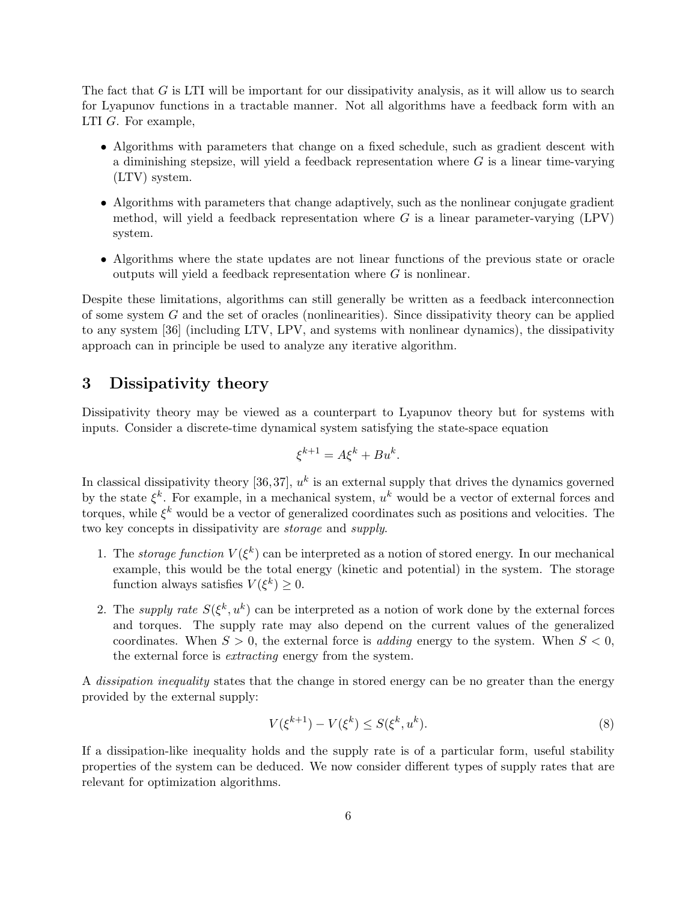The fact that $G$ is LTI will be important for our dissipativity analysis, as it will allow us to search for Lyapunov functions in a tractable manner. Not all algorithms have a feedback form with an LTI $G$. For example,

- Algorithms with parameters that change on a fixed schedule, such as gradient descent with a diminishing stepsize, will yield a feedback representation where $G$ is a linear time-varying (LTV) system.
- Algorithms with parameters that change adaptively, such as the nonlinear conjugate gradient method, will yield a feedback representation where $G$ is a linear parameter-varying (LPV) system.
- Algorithms where the state updates are not linear functions of the previous state or oracle outputs will yield a feedback representation where $G$ is nonlinear.

Despite these limitations, algorithms can still generally be written as a feedback interconnection of some system $G$ and the set of oracles (nonlinearities). Since dissipativity theory can be applied to any system [36] (including LTV, LPV, and systems with nonlinear dynamics), the dissipativity approach can in principle be used to analyze any iterative algorithm.

## 3 Dissipativity theory

Dissipativity theory may be viewed as a counterpart to Lyapunov theory but for systems with inputs. Consider a discrete-time dynamical system satisfying the state-space equation

$$\xi^{k+1} = A\xi^k + Bu^k.$$

In classical dissipativity theory [36,37], $u^k$ is an external supply that drives the dynamics governed by the state $\xi^k$. For example, in a mechanical system, $u^k$ would be a vector of external forces and torques, while $\xi^k$ would be a vector of generalized coordinates such as positions and velocities. The two key concepts in dissipativity are *storage* and *supply*.

1. The *storage function* $V(\xi^k)$ can be interpreted as a notion of stored energy. In our mechanical example, this would be the total energy (kinetic and potential) in the system. The storage function always satisfies $V(\xi^k) \geq 0$.
2. The *supply rate* $S(\xi^k, u^k)$ can be interpreted as a notion of work done by the external forces and torques. The supply rate may also depend on the current values of the generalized coordinates. When $S > 0$, the external force is *adding* energy to the system. When $S < 0$, the external force is *extracting* energy from the system.

A *dissipation inequality* states that the change in stored energy can be no greater than the energy provided by the external supply:

$$V(\xi^{k+1}) - V(\xi^k) \leq S(\xi^k, u^k). \tag{8}$$

If a dissipation-like inequality holds and the supply rate is of a particular form, useful stability properties of the system can be deduced. We now consider different types of supply rates that are relevant for optimization algorithms.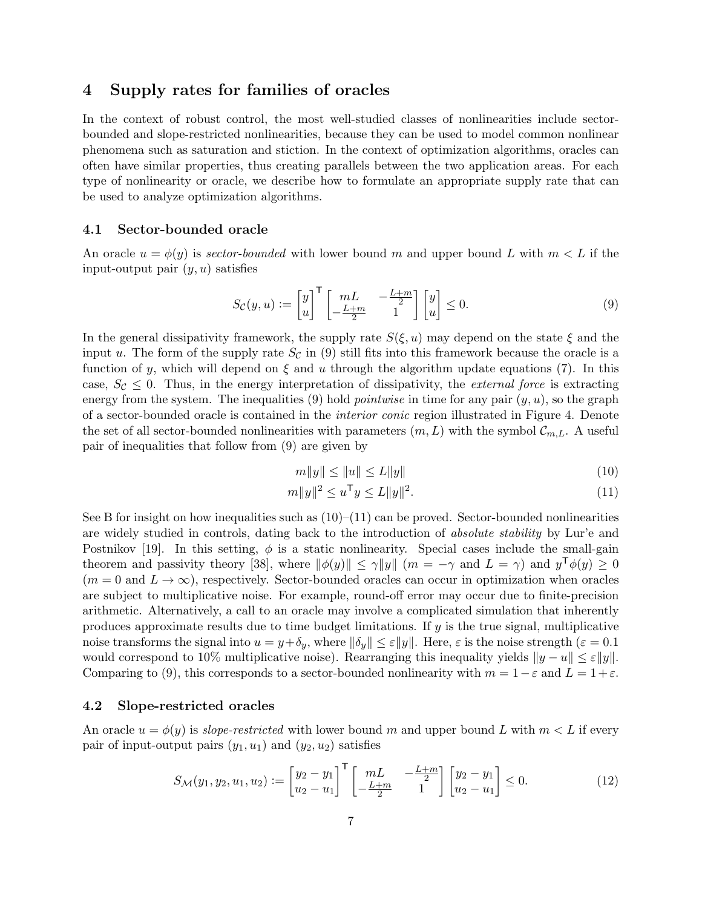## 4 Supply rates for families of oracles

In the context of robust control, the most well-studied classes of nonlinearities include sector-bounded and slope-restricted nonlinearities, because they can be used to model common nonlinear phenomena such as saturation and stiction. In the context of optimization algorithms, oracles can often have similar properties, thus creating parallels between the two application areas. For each type of nonlinearity or oracle, we describe how to formulate an appropriate supply rate that can be used to analyze optimization algorithms.

### 4.1 Sector-bounded oracle

An oracle $u = \phi(y)$ is *sector-bounded* with lower bound $m$ and upper bound $L$ with $m < L$ if the input-output pair $(y, u)$ satisfies

$$S_{\mathcal{C}}(y, u) := \begin{bmatrix} y \\ u \end{bmatrix}^{\mathsf{T}} \begin{bmatrix} mL & -\frac{L+m}{2} \\ -\frac{L+m}{2} & 1 \end{bmatrix} \begin{bmatrix} y \\ u \end{bmatrix} \leq 0. \tag{9}$$

In the general dissipativity framework, the supply rate $S(\xi, u)$ may depend on the state $\xi$ and the input $u$. The form of the supply rate $S_{\mathcal{C}}$ in (9) still fits into this framework because the oracle is a function of $y$, which will depend on $\xi$ and $u$ through the algorithm update equations (7). In this case, $S_{\mathcal{C}} \leq 0$. Thus, in the energy interpretation of dissipativity, the *external force* is extracting energy from the system. The inequalities (9) hold *pointwise* in time for any pair $(y, u)$, so the graph of a sector-bounded oracle is contained in the *interior conic* region illustrated in Figure 4. Denote the set of all sector-bounded nonlinearities with parameters $(m, L)$ with the symbol $\mathcal{C}_{m,L}$. A useful pair of inequalities that follow from (9) are given by

$$m\|y\| \leq \|u\| \leq L\|y\| \tag{10}$$

$$m\|y\|^2 \leq u^{\mathsf{T}} y \leq L\|y\|^2. \tag{11}$$

See B for insight on how inequalities such as (10)–(11) can be proved. Sector-bounded nonlinearities are widely studied in controls, dating back to the introduction of *absolute stability* by Lur'e and Postnikov [19]. In this setting, $\phi$ is a static nonlinearity. Special cases include the small-gain theorem and passivity theory [38], where $\|\phi(y)\| \leq \gamma\|y\|$ ($m = -\gamma$ and $L = \gamma$) and $y^{\mathsf{T}}\phi(y) \geq 0$ ($m = 0$ and $L \to \infty$), respectively. Sector-bounded oracles can occur in optimization when oracles are subject to multiplicative noise. For example, round-off error may occur due to finite-precision arithmetic. Alternatively, a call to an oracle may involve a complicated simulation that inherently produces approximate results due to time budget limitations. If $y$ is the true signal, multiplicative noise transforms the signal into $u = y + \delta_y$, where $\|\delta_y\| \leq \varepsilon\|y\|$. Here, $\varepsilon$ is the noise strength ($\varepsilon = 0.1$ would correspond to 10% multiplicative noise). Rearranging this inequality yields $\|y - u\| \leq \varepsilon\|y\|$. Comparing to (9), this corresponds to a sector-bounded nonlinearity with $m = 1 - \varepsilon$ and $L = 1 + \varepsilon$.

### 4.2 Slope-restricted oracles

An oracle $u = \phi(y)$ is *slope-restricted* with lower bound $m$ and upper bound $L$ with $m < L$ if every pair of input-output pairs $(y_1, u_1)$ and $(y_2, u_2)$ satisfies

$$S_{\mathcal{M}}(y_1, y_2, u_1, u_2) := \begin{bmatrix} y_2 - y_1 \\ u_2 - u_1 \end{bmatrix}^{\mathsf{T}} \begin{bmatrix} mL & -\frac{L+m}{2} \\ -\frac{L+m}{2} & 1 \end{bmatrix} \begin{bmatrix} y_2 - y_1 \\ u_2 - u_1 \end{bmatrix} \leq 0. \tag{12}$$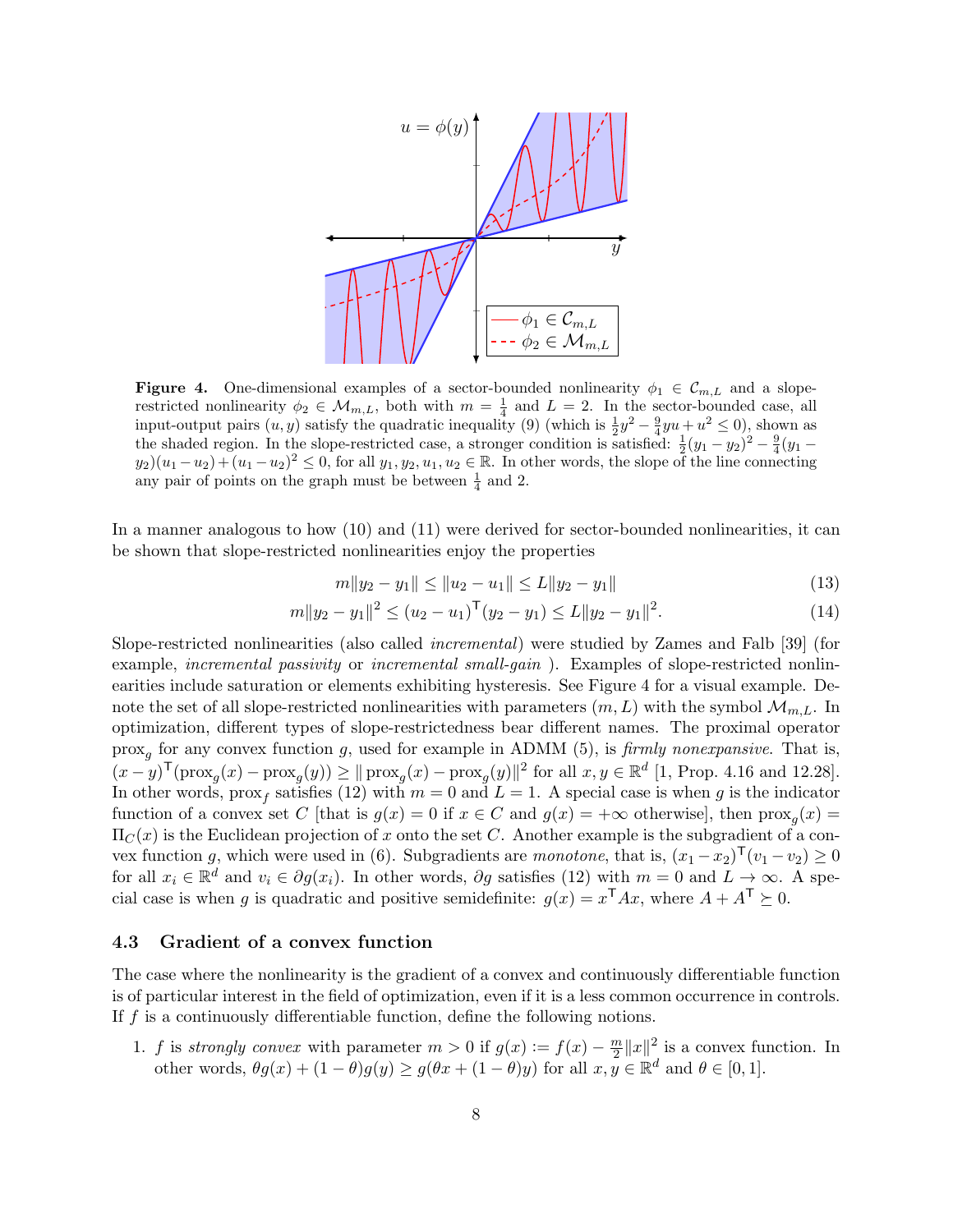**Figure 4.** One-dimensional examples of a sector-bounded nonlinearity $\phi_1 \in \mathcal{C}_{m,L}$ and a slope-restricted nonlinearity $\phi_2 \in \mathcal{M}_{m,L}$, both with $m = \frac{1}{4}$ and $L = 2$. In the sector-bounded case, all input-output pairs $(u, y)$ satisfy the quadratic inequality (9) (which is $\frac{1}{2}y^2 - \frac{9}{4}yu + u^2 \le 0$), shown as the shaded region. In the slope-restricted case, a stronger condition is satisfied: $\frac{1}{2}(y_1 - y_2)^2 - \frac{9}{4}(y_1 - y_2)(u_1 - u_2) + (u_1 - u_2)^2 \le 0$, for all $y_1, y_2, u_1, u_2 \in \mathbb{R}$. In other words, the slope of the line connecting any pair of points on the graph must be between $\frac{1}{4}$ and 2.

In a manner analogous to how (10) and (11) were derived for sector-bounded nonlinearities, it can be shown that slope-restricted nonlinearities enjoy the properties

$$m\|y_2 - y_1\| \le \|u_2 - u_1\| \le L\|y_2 - y_1\| \tag{13}$$

$$m\|y_2 - y_1\|^2 \le (u_2 - u_1)^\mathsf{T}(y_2 - y_1) \le L\|y_2 - y_1\|^2. \tag{14}$$

Slope-restricted nonlinearities (also called *incremental*) were studied by Zames and Falb [39] (for example, *incremental passivity* or *incremental small-gain* ). Examples of slope-restricted nonlinearities include saturation or elements exhibiting hysteresis. See Figure 4 for a visual example. Denote the set of all slope-restricted nonlinearities with parameters $(m, L)$ with the symbol $\mathcal{M}_{m,L}$. In optimization, different types of slope-restrictedness bear different names. The proximal operator $\operatorname{prox}_g$ for any convex function $g$, used for example in ADMM (5), is *firmly nonexpansive*. That is, $(x - y)^\mathsf{T}(\operatorname{prox}_g(x) - \operatorname{prox}_g(y)) \ge \|\operatorname{prox}_g(x) - \operatorname{prox}_g(y)\|^2$ for all $x, y \in \mathbb{R}^d$ [1, Prop. 4.16 and 12.28]. In other words, $\operatorname{prox}_f$ satisfies (12) with $m = 0$ and $L = 1$. A special case is when $g$ is the indicator function of a convex set $C$ [that is $g(x) = 0$ if $x \in C$ and $g(x) = +\infty$ otherwise], then $\operatorname{prox}_g(x) = \Pi_C(x)$ is the Euclidean projection of $x$ onto the set $C$. Another example is the subgradient of a convex function $g$, which were used in (6). Subgradients are *monotone*, that is, $(x_1 - x_2)^\mathsf{T}(v_1 - v_2) \ge 0$ for all $x_i \in \mathbb{R}^d$ and $v_i \in \partial g(x_i)$. In other words, $\partial g$ satisfies (12) with $m = 0$ and $L \to \infty$. A special case is when $g$ is quadratic and positive semidefinite: $g(x) = x^\mathsf{T}Ax$, where $A + A^\mathsf{T} \succeq 0$.

### 4.3 Gradient of a convex function

The case where the nonlinearity is the gradient of a convex and continuously differentiable function is of particular interest in the field of optimization, even if it is a less common occurrence in controls. If $f$ is a continuously differentiable function, define the following notions.

1. $f$ is *strongly convex* with parameter $m > 0$ if $g(x) := f(x) - \frac{m}{2}\|x\|^2$ is a convex function. In other words, $\theta g(x) + (1 - \theta)g(y) \ge g(\theta x + (1 - \theta)y)$ for all $x, y \in \mathbb{R}^d$ and $\theta \in [0, 1]$.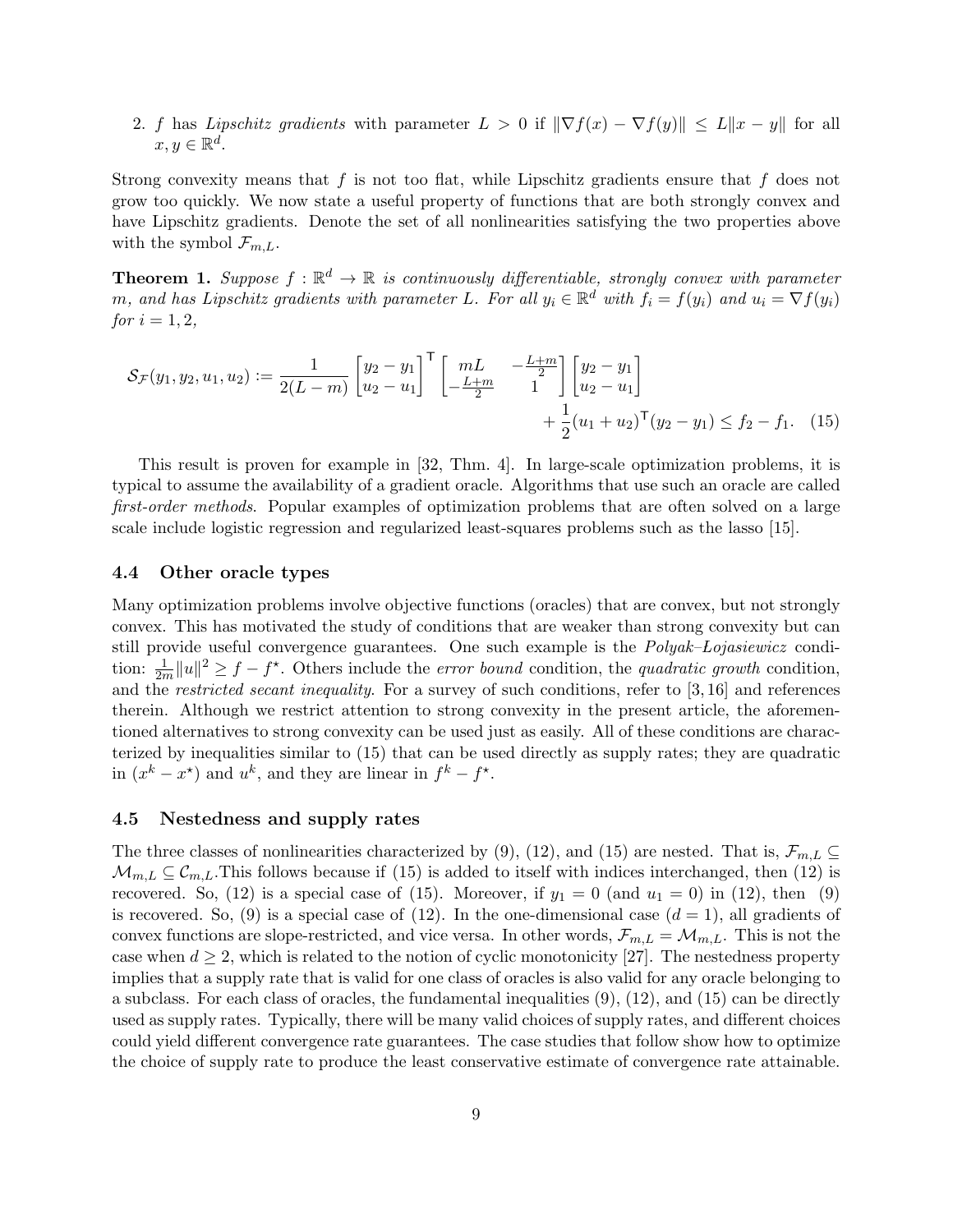2. $f$ has *Lipschitz gradients* with parameter $L > 0$ if $\|\nabla f(x) - \nabla f(y)\| \leq L\|x - y\|$ for all $x, y \in \mathbb{R}^d$.

Strong convexity means that $f$ is not too flat, while Lipschitz gradients ensure that $f$ does not grow too quickly. We now state a useful property of functions that are both strongly convex and have Lipschitz gradients. Denote the set of all nonlinearities satisfying the two properties above with the symbol $\mathcal{F}_{m,L}$.

**Theorem 1.** *Suppose $f : \mathbb{R}^d \to \mathbb{R}$ is continuously differentiable, strongly convex with parameter $m$, and has Lipschitz gradients with parameter $L$. For all $y_i \in \mathbb{R}^d$ with $f_i = f(y_i)$ and $u_i = \nabla f(y_i)$ for $i = 1, 2$,*

$$\mathcal{S}_{\mathcal{F}}(y_1, y_2, u_1, u_2) := \frac{1}{2(L-m)} \begin{bmatrix} y_2 - y_1 \\ u_2 - u_1 \end{bmatrix}^{\mathsf{T}} \begin{bmatrix} mL & -\frac{L+m}{2} \\ -\frac{L+m}{2} & 1 \end{bmatrix} \begin{bmatrix} y_2 - y_1 \\ u_2 - u_1 \end{bmatrix} + \frac{1}{2}(u_1 + u_2)^{\mathsf{T}}(y_2 - y_1) \leq f_2 - f_1. \quad (15)$$

This result is proven for example in [32, Thm. 4]. In large-scale optimization problems, it is typical to assume the availability of a gradient oracle. Algorithms that use such an oracle are called *first-order methods*. Popular examples of optimization problems that are often solved on a large scale include logistic regression and regularized least-squares problems such as the lasso [15].

### 4.4 Other oracle types

Many optimization problems involve objective functions (oracles) that are convex, but not strongly convex. This has motivated the study of conditions that are weaker than strong convexity but can still provide useful convergence guarantees. One such example is the *Polyak–Lojasiewicz* condition: $\frac{1}{2m}\|u\|^2 \geq f - f^\star$. Others include the *error bound* condition, the *quadratic growth* condition, and the *restricted secant inequality*. For a survey of such conditions, refer to [3, 16] and references therein. Although we restrict attention to strong convexity in the present article, the aforementioned alternatives to strong convexity can be used just as easily. All of these conditions are characterized by inequalities similar to (15) that can be used directly as supply rates; they are quadratic in $(x^k - x^\star)$ and $u^k$, and they are linear in $f^k - f^\star$.

### 4.5 Nestedness and supply rates

The three classes of nonlinearities characterized by (9), (12), and (15) are nested. That is, $\mathcal{F}_{m,L} \subseteq \mathcal{M}_{m,L} \subseteq \mathcal{C}_{m,L}$.This follows because if (15) is added to itself with indices interchanged, then (12) is recovered. So, (12) is a special case of (15). Moreover, if $y_1 = 0$ (and $u_1 = 0$) in (12), then (9) is recovered. So, (9) is a special case of (12). In the one-dimensional case ($d = 1$), all gradients of convex functions are slope-restricted, and vice versa. In other words, $\mathcal{F}_{m,L} = \mathcal{M}_{m,L}$. This is not the case when $d \geq 2$, which is related to the notion of cyclic monotonicity [27]. The nestedness property implies that a supply rate that is valid for one class of oracles is also valid for any oracle belonging to a subclass. For each class of oracles, the fundamental inequalities (9), (12), and (15) can be directly used as supply rates. Typically, there will be many valid choices of supply rates, and different choices could yield different convergence rate guarantees. The case studies that follow show how to optimize the choice of supply rate to produce the least conservative estimate of convergence rate attainable.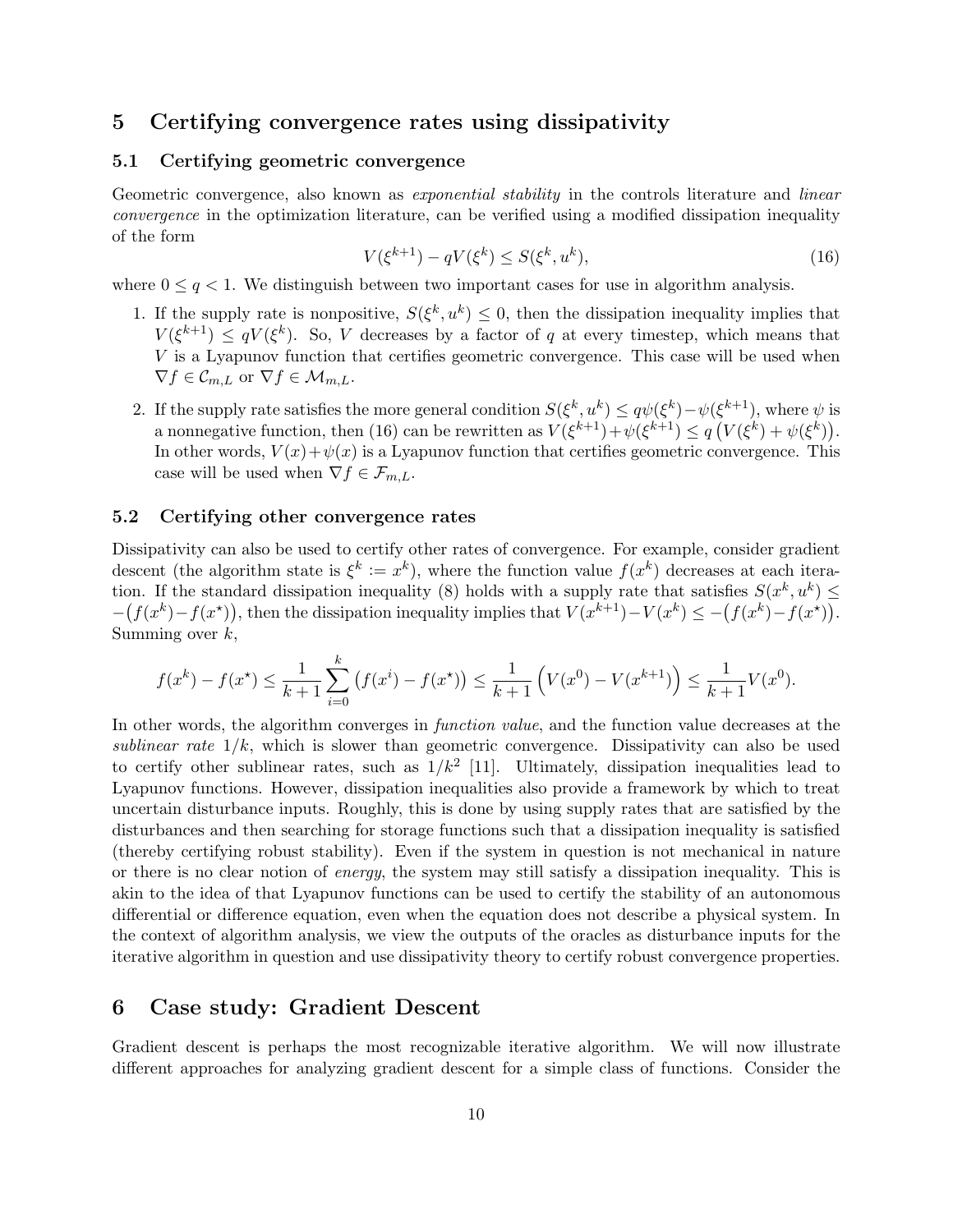## 5 Certifying convergence rates using dissipativity

### 5.1 Certifying geometric convergence

Geometric convergence, also known as *exponential stability* in the controls literature and *linear convergence* in the optimization literature, can be verified using a modified dissipation inequality of the form

$$V(\xi^{k+1}) - qV(\xi^k) \le S(\xi^k, u^k), \tag{16}$$

where $0 \le q < 1$. We distinguish between two important cases for use in algorithm analysis.

1. If the supply rate is nonpositive, $S(\xi^k, u^k) \le 0$, then the dissipation inequality implies that $V(\xi^{k+1}) \le qV(\xi^k)$. So, $V$ decreases by a factor of $q$ at every timestep, which means that $V$ is a Lyapunov function that certifies geometric convergence. This case will be used when $\nabla f \in \mathcal{C}_{m,L}$ or $\nabla f \in \mathcal{M}_{m,L}$.

2. If the supply rate satisfies the more general condition $S(\xi^k, u^k) \le q\psi(\xi^k) - \psi(\xi^{k+1})$, where $\psi$ is a nonnegative function, then (16) can be rewritten as $V(\xi^{k+1}) + \psi(\xi^{k+1}) \le q\big(V(\xi^k) + \psi(\xi^k)\big)$. In other words, $V(x) + \psi(x)$ is a Lyapunov function that certifies geometric convergence. This case will be used when $\nabla f \in \mathcal{F}_{m,L}$.

### 5.2 Certifying other convergence rates

Dissipativity can also be used to certify other rates of convergence. For example, consider gradient descent (the algorithm state is $\xi^k := x^k$), where the function value $f(x^k)$ decreases at each iteration. If the standard dissipation inequality (8) holds with a supply rate that satisfies $S(x^k, u^k) \le -\big(f(x^k) - f(x^\star)\big)$, then the dissipation inequality implies that $V(x^{k+1}) - V(x^k) \le -\big(f(x^k) - f(x^\star)\big)$. Summing over $k$,

$$f(x^k) - f(x^\star) \le \frac{1}{k+1}\sum_{i=0}^{k}\big(f(x^i) - f(x^\star)\big) \le \frac{1}{k+1}\Big(V(x^0) - V(x^{k+1})\Big) \le \frac{1}{k+1}V(x^0).$$

In other words, the algorithm converges in *function value*, and the function value decreases at the *sublinear rate* $1/k$, which is slower than geometric convergence. Dissipativity can also be used to certify other sublinear rates, such as $1/k^2$ [11]. Ultimately, dissipation inequalities lead to Lyapunov functions. However, dissipation inequalities also provide a framework by which to treat uncertain disturbance inputs. Roughly, this is done by using supply rates that are satisfied by the disturbances and then searching for storage functions such that a dissipation inequality is satisfied (thereby certifying robust stability). Even if the system in question is not mechanical in nature or there is no clear notion of *energy*, the system may still satisfy a dissipation inequality. This is akin to the idea of that Lyapunov functions can be used to certify the stability of an autonomous differential or difference equation, even when the equation does not describe a physical system. In the context of algorithm analysis, we view the outputs of the oracles as disturbance inputs for the iterative algorithm in question and use dissipativity theory to certify robust convergence properties.

## 6 Case study: Gradient Descent

Gradient descent is perhaps the most recognizable iterative algorithm. We will now illustrate different approaches for analyzing gradient descent for a simple class of functions. Consider the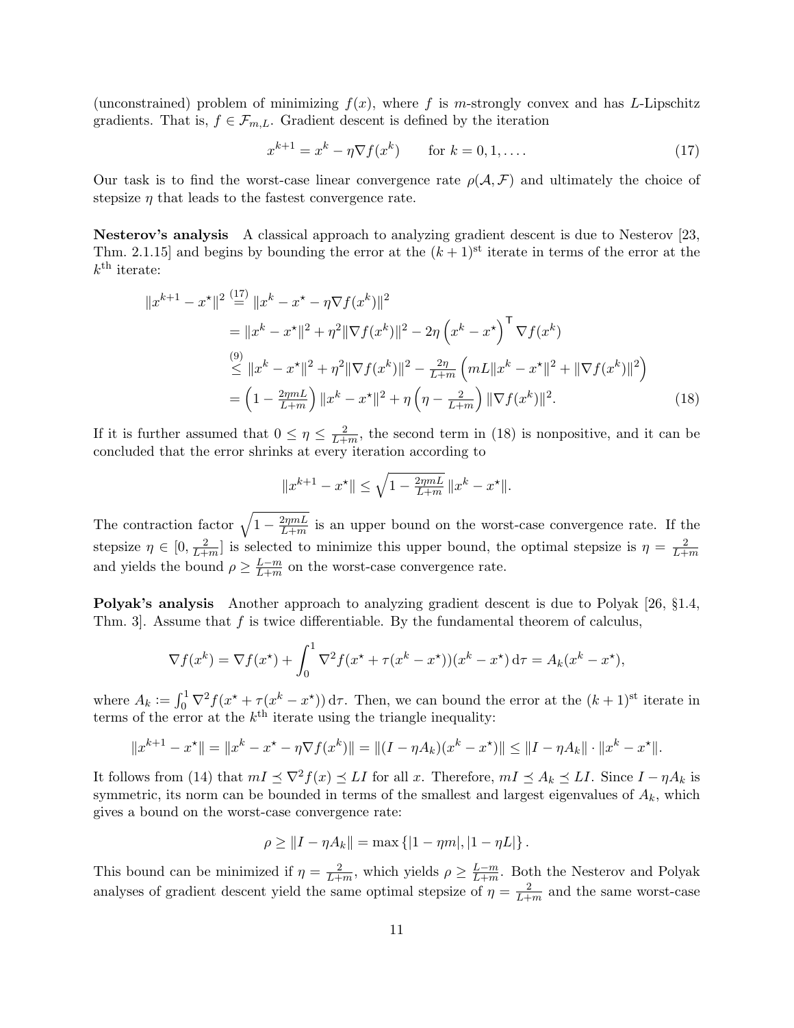(unconstrained) problem of minimizing $f(x)$, where $f$ is $m$-strongly convex and has $L$-Lipschitz gradients. That is, $f \in \mathcal{F}_{m,L}$. Gradient descent is defined by the iteration

$$x^{k+1} = x^k - \eta \nabla f(x^k) \qquad \text{for } k = 0, 1, \dots. \tag{17}$$

Our task is to find the worst-case linear convergence rate $\rho(\mathcal{A}, \mathcal{F})$ and ultimately the choice of stepsize $\eta$ that leads to the fastest convergence rate.

**Nesterov's analysis** A classical approach to analyzing gradient descent is due to Nesterov [23, Thm. 2.1.15] and begins by bounding the error at the $(k+1)^{\text{st}}$ iterate in terms of the error at the $k^{\text{th}}$ iterate:

$$\begin{aligned}
\|x^{k+1} - x^\star\|^2 &\overset{(17)}{=} \|x^k - x^\star - \eta \nabla f(x^k)\|^2 \\
&= \|x^k - x^\star\|^2 + \eta^2 \|\nabla f(x^k)\|^2 - 2\eta \left(x^k - x^\star\right)^\mathsf{T} \nabla f(x^k) \\
&\overset{(9)}{\leq} \|x^k - x^\star\|^2 + \eta^2 \|\nabla f(x^k)\|^2 - \tfrac{2\eta}{L+m} \left(mL\|x^k - x^\star\|^2 + \|\nabla f(x^k)\|^2\right) \\
&= \left(1 - \tfrac{2\eta m L}{L+m}\right) \|x^k - x^\star\|^2 + \eta \left(\eta - \tfrac{2}{L+m}\right) \|\nabla f(x^k)\|^2.
\end{aligned} \tag{18}$$

If it is further assumed that $0 \leq \eta \leq \frac{2}{L+m}$, the second term in (18) is nonpositive, and it can be concluded that the error shrinks at every iteration according to

$$\|x^{k+1} - x^\star\| \leq \sqrt{1 - \tfrac{2\eta m L}{L+m}}\, \|x^k - x^\star\|.$$

The contraction factor $\sqrt{1 - \frac{2\eta m L}{L+m}}$ is an upper bound on the worst-case convergence rate. If the stepsize $\eta \in [0, \frac{2}{L+m}]$ is selected to minimize this upper bound, the optimal stepsize is $\eta = \frac{2}{L+m}$ and yields the bound $\rho \geq \frac{L-m}{L+m}$ on the worst-case convergence rate.

**Polyak's analysis** Another approach to analyzing gradient descent is due to Polyak [26, §1.4, Thm. 3]. Assume that $f$ is twice differentiable. By the fundamental theorem of calculus,

$$\nabla f(x^k) = \nabla f(x^\star) + \int_0^1 \nabla^2 f(x^\star + \tau(x^k - x^\star))(x^k - x^\star)\, \mathrm{d}\tau = A_k (x^k - x^\star),$$

where $A_k := \int_0^1 \nabla^2 f(x^\star + \tau(x^k - x^\star))\, \mathrm{d}\tau$. Then, we can bound the error at the $(k+1)^{\text{st}}$ iterate in terms of the error at the $k^{\text{th}}$ iterate using the triangle inequality:

$$\|x^{k+1} - x^\star\| = \|x^k - x^\star - \eta \nabla f(x^k)\| = \|(I - \eta A_k)(x^k - x^\star)\| \leq \|I - \eta A_k\| \cdot \|x^k - x^\star\|.$$

It follows from (14) that $mI \preceq \nabla^2 f(x) \preceq LI$ for all $x$. Therefore, $mI \preceq A_k \preceq LI$. Since $I - \eta A_k$ is symmetric, its norm can be bounded in terms of the smallest and largest eigenvalues of $A_k$, which gives a bound on the worst-case convergence rate:

$$\rho \geq \|I - \eta A_k\| = \max\left\{|1 - \eta m|, |1 - \eta L|\right\}.$$

This bound can be minimized if $\eta = \frac{2}{L+m}$, which yields $\rho \geq \frac{L-m}{L+m}$. Both the Nesterov and Polyak analyses of gradient descent yield the same optimal stepsize of $\eta = \frac{2}{L+m}$ and the same worst-case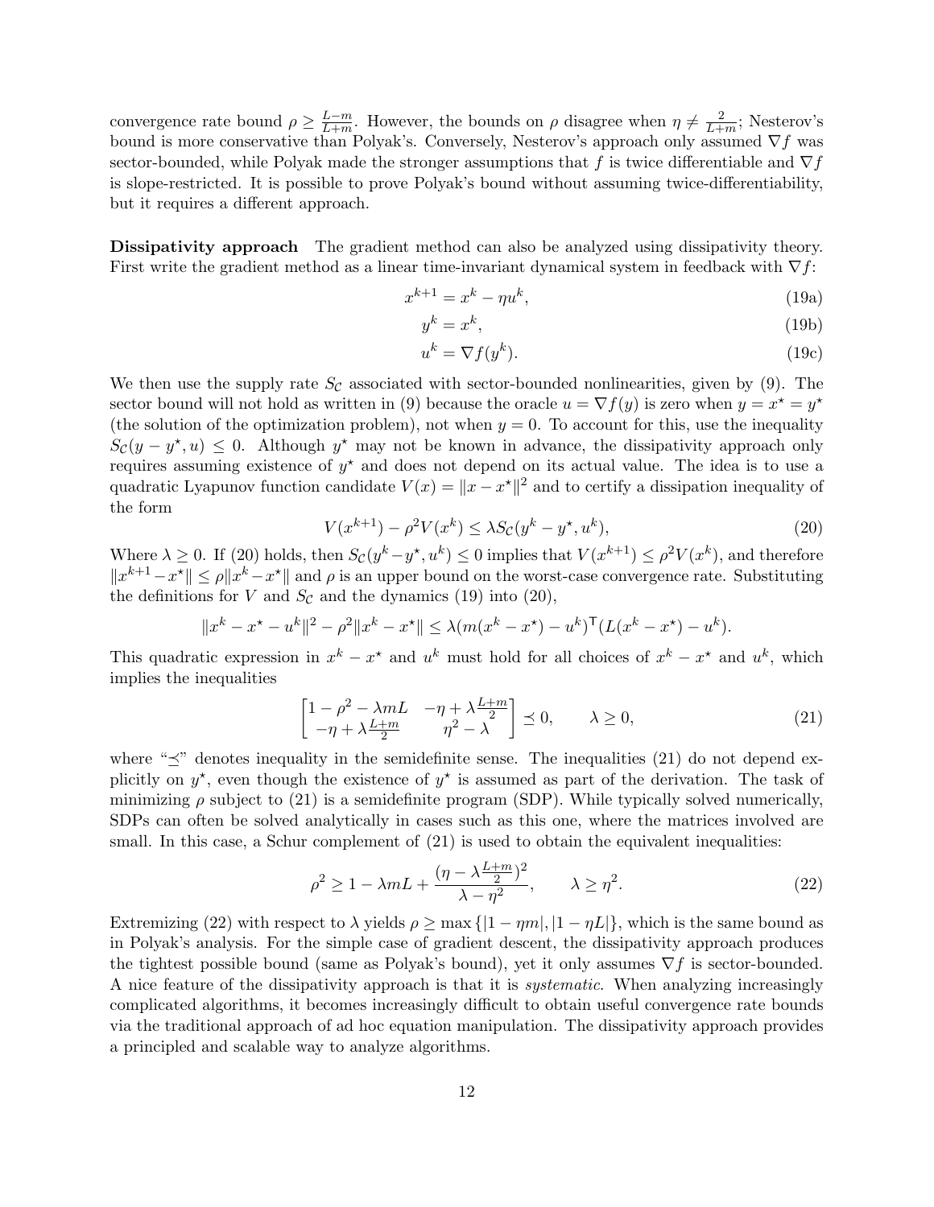convergence rate bound $\rho \geq \frac{L-m}{L+m}$. However, the bounds on $\rho$ disagree when $\eta \neq \frac{2}{L+m}$; Nesterov's bound is more conservative than Polyak's. Conversely, Nesterov's approach only assumed $\nabla f$ was sector-bounded, while Polyak made the stronger assumptions that $f$ is twice differentiable and $\nabla f$ is slope-restricted. It is possible to prove Polyak's bound without assuming twice-differentiability, but it requires a different approach.

**Dissipativity approach** The gradient method can also be analyzed using dissipativity theory. First write the gradient method as a linear time-invariant dynamical system in feedback with $\nabla f$:

$$x^{k+1} = x^k - \eta u^k, \tag{19a}$$

$$y^k = x^k, \tag{19b}$$

$$u^k = \nabla f(y^k). \tag{19c}$$

We then use the supply rate $S_{\mathcal{C}}$ associated with sector-bounded nonlinearities, given by (9). The sector bound will not hold as written in (9) because the oracle $u = \nabla f(y)$ is zero when $y = x^\star = y^\star$ (the solution of the optimization problem), not when $y = 0$. To account for this, use the inequality $S_{\mathcal{C}}(y - y^\star, u) \leq 0$. Although $y^\star$ may not be known in advance, the dissipativity approach only requires assuming existence of $y^\star$ and does not depend on its actual value. The idea is to use a quadratic Lyapunov function candidate $V(x) = \|x - x^\star\|^2$ and to certify a dissipation inequality of the form

$$V(x^{k+1}) - \rho^2 V(x^k) \leq \lambda S_{\mathcal{C}}(y^k - y^\star, u^k), \tag{20}$$

Where $\lambda \geq 0$. If (20) holds, then $S_{\mathcal{C}}(y^k - y^\star, u^k) \leq 0$ implies that $V(x^{k+1}) \leq \rho^2 V(x^k)$, and therefore $\|x^{k+1} - x^\star\| \leq \rho \|x^k - x^\star\|$ and $\rho$ is an upper bound on the worst-case convergence rate. Substituting the definitions for $V$ and $S_{\mathcal{C}}$ and the dynamics (19) into (20),

$$\|x^k - x^\star - u^k\|^2 - \rho^2 \|x^k - x^\star\| \leq \lambda (m(x^k - x^\star) - u^k)^\mathsf{T} (L(x^k - x^\star) - u^k).$$

This quadratic expression in $x^k - x^\star$ and $u^k$ must hold for all choices of $x^k - x^\star$ and $u^k$, which implies the inequalities

$$\begin{bmatrix} 1 - \rho^2 - \lambda m L & -\eta + \lambda \frac{L+m}{2} \\ -\eta + \lambda \frac{L+m}{2} & \eta^2 - \lambda \end{bmatrix} \preceq 0, \qquad \lambda \geq 0, \tag{21}$$

where "$\preceq$" denotes inequality in the semidefinite sense. The inequalities (21) do not depend explicitly on $y^\star$, even though the existence of $y^\star$ is assumed as part of the derivation. The task of minimizing $\rho$ subject to (21) is a semidefinite program (SDP). While typically solved numerically, SDPs can often be solved analytically in cases such as this one, where the matrices involved are small. In this case, a Schur complement of (21) is used to obtain the equivalent inequalities:

$$\rho^2 \geq 1 - \lambda m L + \frac{(\eta - \lambda \frac{L+m}{2})^2}{\lambda - \eta^2}, \qquad \lambda \geq \eta^2. \tag{22}$$

Extremizing (22) with respect to $\lambda$ yields $\rho \geq \max\{|1 - \eta m|, |1 - \eta L|\}$, which is the same bound as in Polyak's analysis. For the simple case of gradient descent, the dissipativity approach produces the tightest possible bound (same as Polyak's bound), yet it only assumes $\nabla f$ is sector-bounded. A nice feature of the dissipativity approach is that it is *systematic*. When analyzing increasingly complicated algorithms, it becomes increasingly difficult to obtain useful convergence rate bounds via the traditional approach of ad hoc equation manipulation. The dissipativity approach provides a principled and scalable way to analyze algorithms.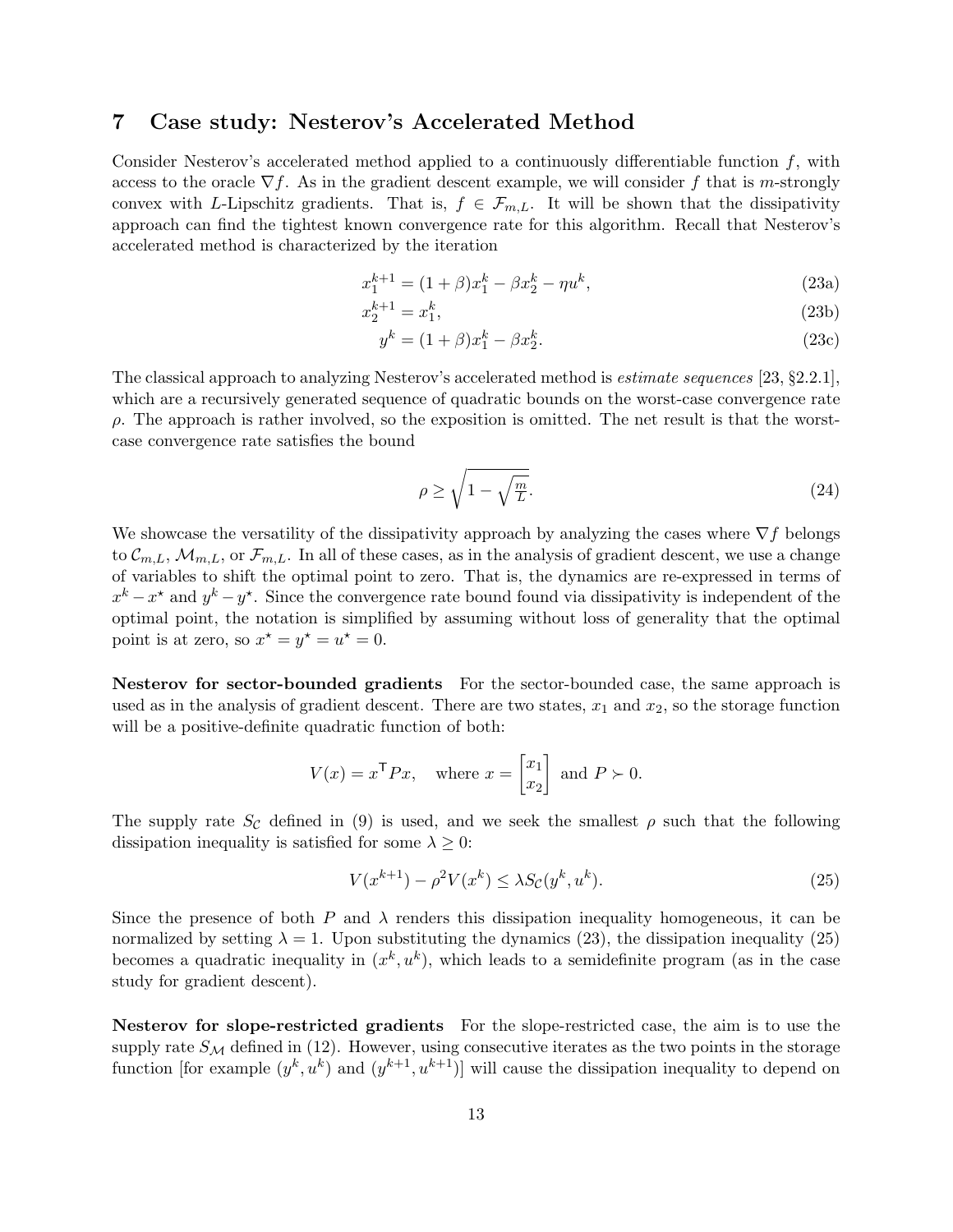## 7 Case study: Nesterov's Accelerated Method

Consider Nesterov's accelerated method applied to a continuously differentiable function $f$, with access to the oracle $\nabla f$. As in the gradient descent example, we will consider $f$ that is $m$-strongly convex with $L$-Lipschitz gradients. That is, $f \in \mathcal{F}_{m,L}$. It will be shown that the dissipativity approach can find the tightest known convergence rate for this algorithm. Recall that Nesterov's accelerated method is characterized by the iteration

$$x_1^{k+1} = (1+\beta)x_1^k - \beta x_2^k - \eta u^k, \tag{23a}$$

$$x_2^{k+1} = x_1^k, \tag{23b}$$

$$y^k = (1+\beta)x_1^k - \beta x_2^k. \tag{23c}$$

The classical approach to analyzing Nesterov's accelerated method is *estimate sequences* [23, §2.2.1], which are a recursively generated sequence of quadratic bounds on the worst-case convergence rate $\rho$. The approach is rather involved, so the exposition is omitted. The net result is that the worst-case convergence rate satisfies the bound

$$\rho \geq \sqrt{1 - \sqrt{\tfrac{m}{L}}}. \tag{24}$$

We showcase the versatility of the dissipativity approach by analyzing the cases where $\nabla f$ belongs to $\mathcal{C}_{m,L}$, $\mathcal{M}_{m,L}$, or $\mathcal{F}_{m,L}$. In all of these cases, as in the analysis of gradient descent, we use a change of variables to shift the optimal point to zero. That is, the dynamics are re-expressed in terms of $x^k - x^\star$ and $y^k - y^\star$. Since the convergence rate bound found via dissipativity is independent of the optimal point, the notation is simplified by assuming without loss of generality that the optimal point is at zero, so $x^\star = y^\star = u^\star = 0$.

**Nesterov for sector-bounded gradients** For the sector-bounded case, the same approach is used as in the analysis of gradient descent. There are two states, $x_1$ and $x_2$, so the storage function will be a positive-definite quadratic function of both:

$$V(x) = x^\mathsf{T} P x, \quad \text{where } x = \begin{bmatrix} x_1 \\ x_2 \end{bmatrix} \text{ and } P \succ 0.$$

The supply rate $S_\mathcal{C}$ defined in (9) is used, and we seek the smallest $\rho$ such that the following dissipation inequality is satisfied for some $\lambda \geq 0$:

$$V(x^{k+1}) - \rho^2 V(x^k) \leq \lambda S_\mathcal{C}(y^k, u^k). \tag{25}$$

Since the presence of both $P$ and $\lambda$ renders this dissipation inequality homogeneous, it can be normalized by setting $\lambda = 1$. Upon substituting the dynamics (23), the dissipation inequality (25) becomes a quadratic inequality in $(x^k, u^k)$, which leads to a semidefinite program (as in the case study for gradient descent).

**Nesterov for slope-restricted gradients** For the slope-restricted case, the aim is to use the supply rate $S_\mathcal{M}$ defined in (12). However, using consecutive iterates as the two points in the storage function [for example $(y^k, u^k)$ and $(y^{k+1}, u^{k+1})$] will cause the dissipation inequality to depend on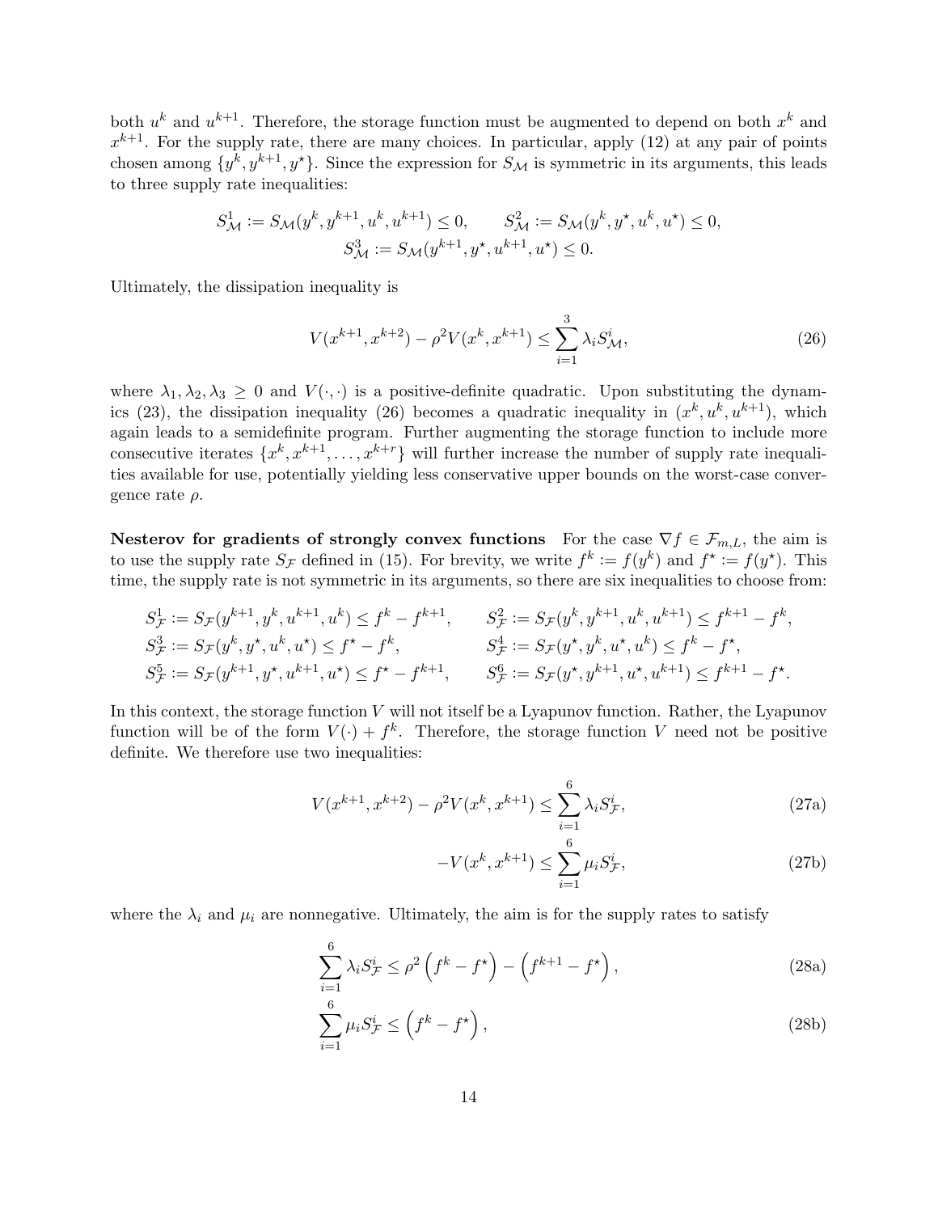both $u^k$ and $u^{k+1}$. Therefore, the storage function must be augmented to depend on both $x^k$ and $x^{k+1}$. For the supply rate, there are many choices. In particular, apply (12) at any pair of points chosen among $\{y^k, y^{k+1}, y^\star\}$. Since the expression for $S_\mathcal{M}$ is symmetric in its arguments, this leads to three supply rate inequalities:

$$S^1_\mathcal{M} := S_\mathcal{M}(y^k, y^{k+1}, u^k, u^{k+1}) \le 0, \qquad S^2_\mathcal{M} := S_\mathcal{M}(y^k, y^\star, u^k, u^\star) \le 0,$$
$$S^3_\mathcal{M} := S_\mathcal{M}(y^{k+1}, y^\star, u^{k+1}, u^\star) \le 0.$$

Ultimately, the dissipation inequality is

$$V(x^{k+1}, x^{k+2}) - \rho^2 V(x^k, x^{k+1}) \le \sum_{i=1}^{3} \lambda_i S^i_\mathcal{M}, \tag{26}$$

where $\lambda_1, \lambda_2, \lambda_3 \ge 0$ and $V(\cdot,\cdot)$ is a positive-definite quadratic. Upon substituting the dynamics (23), the dissipation inequality (26) becomes a quadratic inequality in $(x^k, u^k, u^{k+1})$, which again leads to a semidefinite program. Further augmenting the storage function to include more consecutive iterates $\{x^k, x^{k+1}, \dots, x^{k+r}\}$ will further increase the number of supply rate inequalities available for use, potentially yielding less conservative upper bounds on the worst-case convergence rate $\rho$.

**Nesterov for gradients of strongly convex functions** For the case $\nabla f \in \mathcal{F}_{m,L}$, the aim is to use the supply rate $S_\mathcal{F}$ defined in (15). For brevity, we write $f^k := f(y^k)$ and $f^\star := f(y^\star)$. This time, the supply rate is not symmetric in its arguments, so there are six inequalities to choose from:

$$S^1_\mathcal{F} := S_\mathcal{F}(y^{k+1}, y^k, u^{k+1}, u^k) \le f^k - f^{k+1}, \qquad S^2_\mathcal{F} := S_\mathcal{F}(y^k, y^{k+1}, u^k, u^{k+1}) \le f^{k+1} - f^k,$$
$$S^3_\mathcal{F} := S_\mathcal{F}(y^k, y^\star, u^k, u^\star) \le f^\star - f^k, \qquad S^4_\mathcal{F} := S_\mathcal{F}(y^\star, y^k, u^\star, u^k) \le f^k - f^\star,$$
$$S^5_\mathcal{F} := S_\mathcal{F}(y^{k+1}, y^\star, u^{k+1}, u^\star) \le f^\star - f^{k+1}, \qquad S^6_\mathcal{F} := S_\mathcal{F}(y^\star, y^{k+1}, u^\star, u^{k+1}) \le f^{k+1} - f^\star.$$

In this context, the storage function $V$ will not itself be a Lyapunov function. Rather, the Lyapunov function will be of the form $V(\cdot) + f^k$. Therefore, the storage function $V$ need not be positive definite. We therefore use two inequalities:

$$V(x^{k+1}, x^{k+2}) - \rho^2 V(x^k, x^{k+1}) \le \sum_{i=1}^{6} \lambda_i S^i_\mathcal{F}, \tag{27a}$$

$$-V(x^k, x^{k+1}) \le \sum_{i=1}^{6} \mu_i S^i_\mathcal{F}, \tag{27b}$$

where the $\lambda_i$ and $\mu_i$ are nonnegative. Ultimately, the aim is for the supply rates to satisfy

$$\sum_{i=1}^{6} \lambda_i S^i_\mathcal{F} \le \rho^2 \left(f^k - f^\star\right) - \left(f^{k+1} - f^\star\right), \tag{28a}$$

$$\sum_{i=1}^{6} \mu_i S^i_\mathcal{F} \le \left(f^k - f^\star\right), \tag{28b}$$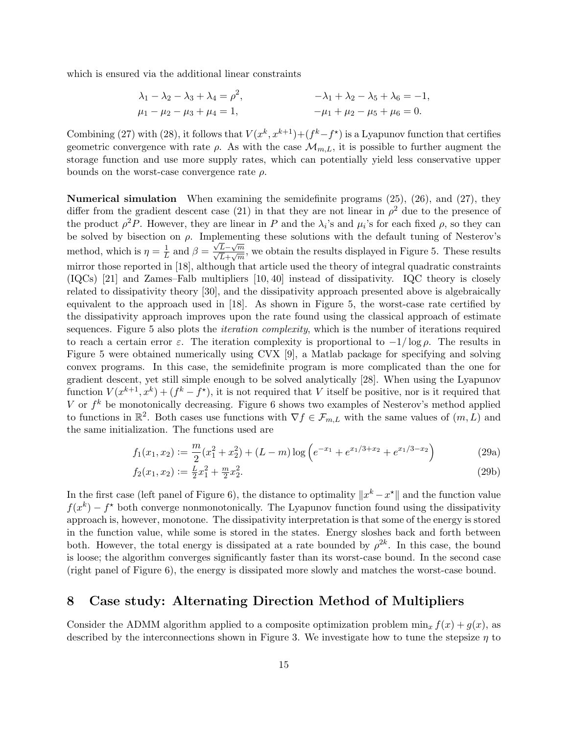which is ensured via the additional linear constraints

$$\lambda_1 - \lambda_2 - \lambda_3 + \lambda_4 = \rho^2, \qquad\qquad -\lambda_1 + \lambda_2 - \lambda_5 + \lambda_6 = -1,$$
$$\mu_1 - \mu_2 - \mu_3 + \mu_4 = 1, \qquad\qquad -\mu_1 + \mu_2 - \mu_5 + \mu_6 = 0.$$

Combining (27) with (28), it follows that $V(x^k, x^{k+1}) + (f^k - f^\star)$ is a Lyapunov function that certifies geometric convergence with rate $\rho$. As with the case $\mathcal{M}_{m,L}$, it is possible to further augment the storage function and use more supply rates, which can potentially yield less conservative upper bounds on the worst-case convergence rate $\rho$.

**Numerical simulation** When examining the semidefinite programs (25), (26), and (27), they differ from the gradient descent case (21) in that they are not linear in $\rho^2$ due to the presence of the product $\rho^2 P$. However, they are linear in $P$ and the $\lambda_i$'s and $\mu_i$'s for each fixed $\rho$, so they can be solved by bisection on $\rho$. Implementing these solutions with the default tuning of Nesterov's method, which is $\eta = \frac{1}{L}$ and $\beta = \frac{\sqrt{L}-\sqrt{m}}{\sqrt{L}+\sqrt{m}}$, we obtain the results displayed in Figure 5. These results mirror those reported in [18], although that article used the theory of integral quadratic constraints (IQCs) [21] and Zames–Falb multipliers [10, 40] instead of dissipativity. IQC theory is closely related to dissipativity theory [30], and the dissipativity approach presented above is algebraically equivalent to the approach used in [18]. As shown in Figure 5, the worst-case rate certified by the dissipativity approach improves upon the rate found using the classical approach of estimate sequences. Figure 5 also plots the *iteration complexity*, which is the number of iterations required to reach a certain error $\varepsilon$. The iteration complexity is proportional to $-1/\log\rho$. The results in Figure 5 were obtained numerically using CVX [9], a Matlab package for specifying and solving convex programs. In this case, the semidefinite program is more complicated than the one for gradient descent, yet still simple enough to be solved analytically [28]. When using the Lyapunov function $V(x^{k+1}, x^k) + (f^k - f^\star)$, it is not required that $V$ itself be positive, nor is it required that $V$ or $f^k$ be monotonically decreasing. Figure 6 shows two examples of Nesterov's method applied to functions in $\mathbb{R}^2$. Both cases use functions with $\nabla f \in \mathcal{F}_{m,L}$ with the same values of $(m, L)$ and the same initialization. The functions used are

$$f_1(x_1, x_2) := \frac{m}{2}(x_1^2 + x_2^2) + (L - m)\log\left(e^{-x_1} + e^{x_1/3 + x_2} + e^{x_1/3 - x_2}\right) \tag{29a}$$

$$f_2(x_1, x_2) := \tfrac{L}{2}x_1^2 + \tfrac{m}{2}x_2^2. \tag{29b}$$

In the first case (left panel of Figure 6), the distance to optimality $\|x^k - x^\star\|$ and the function value $f(x^k) - f^\star$ both converge nonmonotonically. The Lyapunov function found using the dissipativity approach is, however, monotone. The dissipativity interpretation is that some of the energy is stored in the function value, while some is stored in the states. Energy sloshes back and forth between both. However, the total energy is dissipated at a rate bounded by $\rho^{2k}$. In this case, the bound is loose; the algorithm converges significantly faster than its worst-case bound. In the second case (right panel of Figure 6), the energy is dissipated more slowly and matches the worst-case bound.

## 8 Case study: Alternating Direction Method of Multipliers

Consider the ADMM algorithm applied to a composite optimization problem $\min_x f(x) + g(x)$, as described by the interconnections shown in Figure 3. We investigate how to tune the stepsize $\eta$ to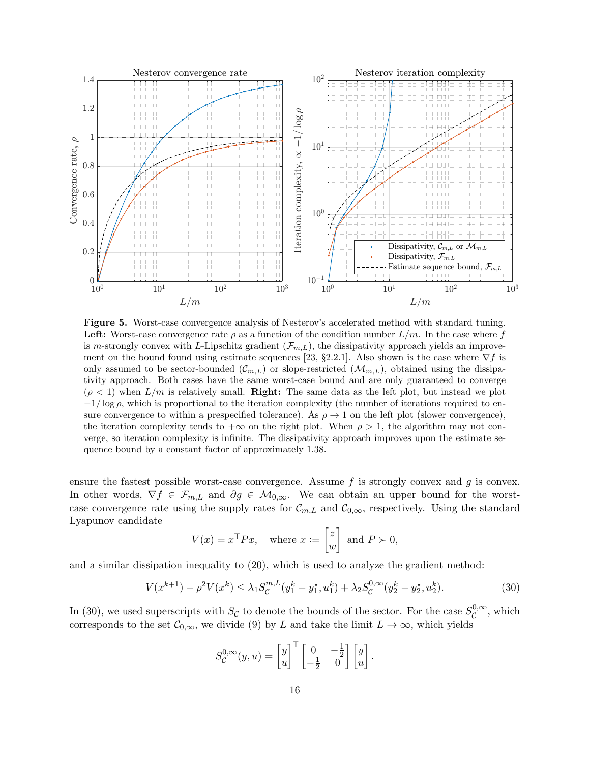**Figure 5.** Worst-case convergence analysis of Nesterov's accelerated method with standard tuning. **Left:** Worst-case convergence rate $\rho$ as a function of the condition number $L/m$. In the case where $f$ is $m$-strongly convex with $L$-Lipschitz gradient ($\mathcal{F}_{m,L}$), the dissipativity approach yields an improvement on the bound found using estimate sequences [23, §2.2.1]. Also shown is the case where $\nabla f$ is only assumed to be sector-bounded ($\mathcal{C}_{m,L}$) or slope-restricted ($\mathcal{M}_{m,L}$), obtained using the dissipativity approach. Both cases have the same worst-case bound and are only guaranteed to converge ($\rho < 1$) when $L/m$ is relatively small. **Right:** The same data as the left plot, but instead we plot $-1/\log\rho$, which is proportional to the iteration complexity (the number of iterations required to ensure convergence to within a prespecified tolerance). As $\rho \to 1$ on the left plot (slower convergence), the iteration complexity tends to $+\infty$ on the right plot. When $\rho > 1$, the algorithm may not converge, so iteration complexity is infinite. The dissipativity approach improves upon the estimate sequence bound by a constant factor of approximately 1.38.

ensure the fastest possible worst-case convergence. Assume $f$ is strongly convex and $g$ is convex. In other words, $\nabla f \in \mathcal{F}_{m,L}$ and $\partial g \in \mathcal{M}_{0,\infty}$. We can obtain an upper bound for the worst-case convergence rate using the supply rates for $\mathcal{C}_{m,L}$ and $\mathcal{C}_{0,\infty}$, respectively. Using the standard Lyapunov candidate

$$V(x) = x^\mathsf{T} P x, \quad \text{where } x := \begin{bmatrix} z \\ w \end{bmatrix} \text{ and } P \succ 0,$$

and a similar dissipation inequality to (20), which is used to analyze the gradient method:

$$V(x^{k+1}) - \rho^2 V(x^k) \le \lambda_1 S_{\mathcal{C}}^{m,L}(y_1^k - y_1^\star, u_1^k) + \lambda_2 S_{\mathcal{C}}^{0,\infty}(y_2^k - y_2^\star, u_2^k). \tag{30}$$

In (30), we used superscripts with $S_{\mathcal{C}}$ to denote the bounds of the sector. For the case $S_{\mathcal{C}}^{0,\infty}$, which corresponds to the set $\mathcal{C}_{0,\infty}$, we divide (9) by $L$ and take the limit $L \to \infty$, which yields

$$S_{\mathcal{C}}^{0,\infty}(y, u) = \begin{bmatrix} y \\ u \end{bmatrix}^\mathsf{T} \begin{bmatrix} 0 & -\frac{1}{2} \\ -\frac{1}{2} & 0 \end{bmatrix} \begin{bmatrix} y \\ u \end{bmatrix}.$$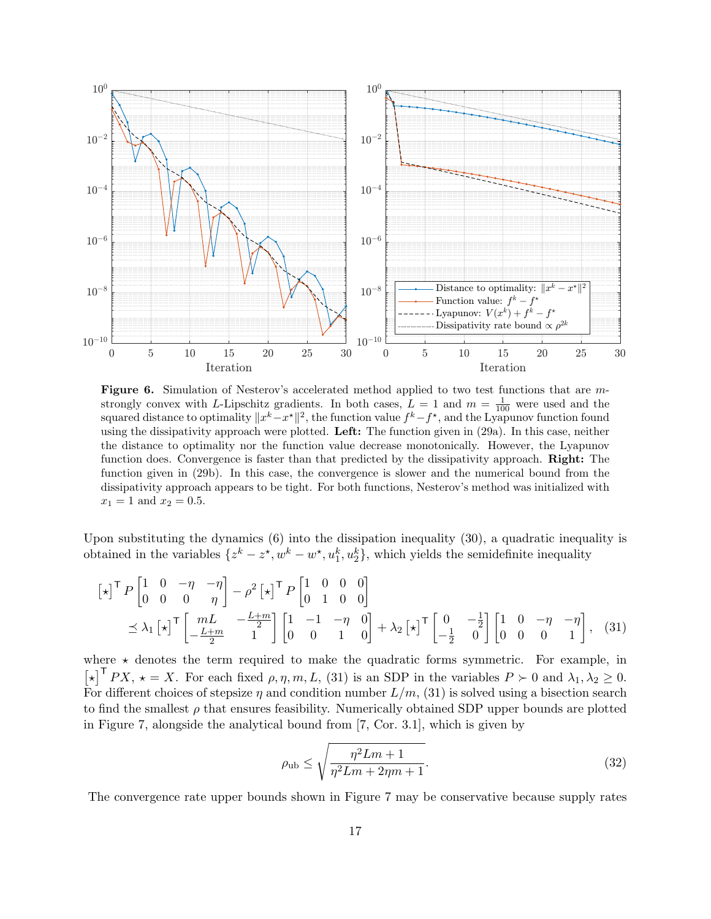**Figure 6.** Simulation of Nesterov's accelerated method applied to two test functions that are $m$-strongly convex with $L$-Lipschitz gradients. In both cases, $L = 1$ and $m = \frac{1}{100}$ were used and the squared distance to optimality $\|x^k - x^\star\|^2$, the function value $f^k - f^\star$, and the Lyapunov function found using the dissipativity approach were plotted. **Left:** The function given in (29a). In this case, neither the distance to optimality nor the function value decrease monotonically. However, the Lyapunov function does. Convergence is faster than that predicted by the dissipativity approach. **Right:** The function given in (29b). In this case, the convergence is slower and the numerical bound from the dissipativity approach appears to be tight. For both functions, Nesterov's method was initialized with $x_1 = 1$ and $x_2 = 0.5$.

Upon substituting the dynamics (6) into the dissipation inequality (30), a quadratic inequality is obtained in the variables $\{z^k - z^\star, w^k - w^\star, u_1^k, u_2^k\}$, which yields the semidefinite inequality

$$
\begin{aligned}
&\left[\star\right]^\mathsf{T} P \begin{bmatrix} 1 & 0 & -\eta & -\eta \\ 0 & 0 & 0 & \eta \end{bmatrix} - \rho^2 \left[\star\right]^\mathsf{T} P \begin{bmatrix} 1 & 0 & 0 & 0 \\ 0 & 1 & 0 & 0 \end{bmatrix} \\
&\qquad \preceq \lambda_1 \left[\star\right]^\mathsf{T} \begin{bmatrix} mL & -\frac{L+m}{2} \\ -\frac{L+m}{2} & 1 \end{bmatrix} \begin{bmatrix} 1 & -1 & -\eta & 0 \\ 0 & 0 & 1 & 0 \end{bmatrix} + \lambda_2 \left[\star\right]^\mathsf{T} \begin{bmatrix} 0 & -\frac{1}{2} \\ -\frac{1}{2} & 0 \end{bmatrix} \begin{bmatrix} 1 & 0 & -\eta & -\eta \\ 0 & 0 & 0 & 1 \end{bmatrix}, \quad (31)
\end{aligned}
$$

where $\star$ denotes the term required to make the quadratic forms symmetric. For example, in $\left[\star\right]^\mathsf{T} PX$, $\star = X$. For each fixed $\rho, \eta, m, L$, (31) is an SDP in the variables $P \succ 0$ and $\lambda_1, \lambda_2 \geq 0$. For different choices of stepsize $\eta$ and condition number $L/m$, (31) is solved using a bisection search to find the smallest $\rho$ that ensures feasibility. Numerically obtained SDP upper bounds are plotted in Figure 7, alongside the analytical bound from [7, Cor. 3.1], which is given by

$$
\rho_{\text{ub}} \leq \sqrt{\frac{\eta^2 L m + 1}{\eta^2 L m + 2\eta m + 1}}. \quad (32)
$$

The convergence rate upper bounds shown in Figure 7 may be conservative because supply rates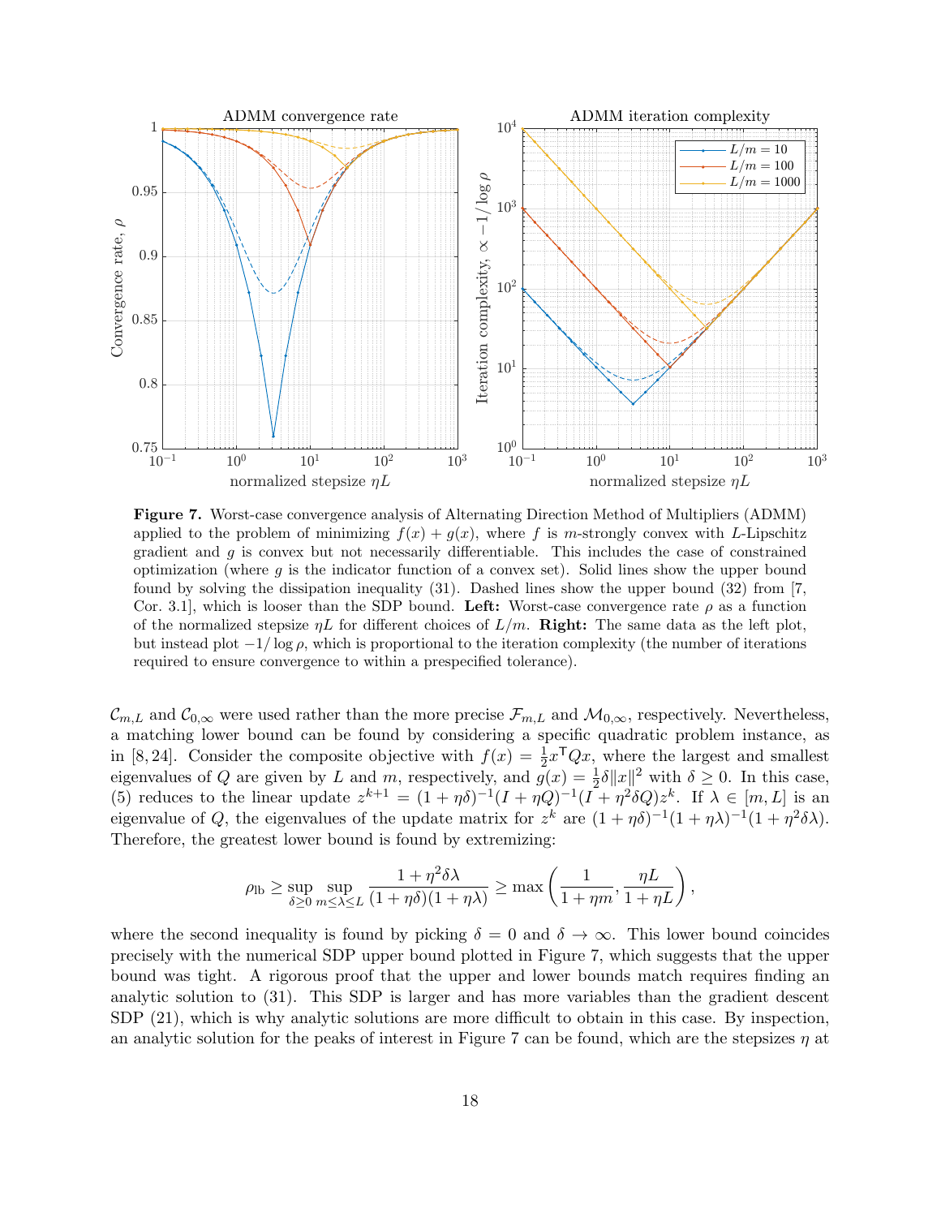**Figure 7.** Worst-case convergence analysis of Alternating Direction Method of Multipliers (ADMM) applied to the problem of minimizing $f(x) + g(x)$, where $f$ is $m$-strongly convex with $L$-Lipschitz gradient and $g$ is convex but not necessarily differentiable. This includes the case of constrained optimization (where $g$ is the indicator function of a convex set). Solid lines show the upper bound found by solving the dissipation inequality (31). Dashed lines show the upper bound (32) from [7, Cor. 3.1], which is looser than the SDP bound. **Left:** Worst-case convergence rate $\rho$ as a function of the normalized stepsize $\eta L$ for different choices of $L/m$. **Right:** The same data as the left plot, but instead plot $-1/\log \rho$, which is proportional to the iteration complexity (the number of iterations required to ensure convergence to within a prespecified tolerance).

$\mathcal{C}_{m,L}$ and $\mathcal{C}_{0,\infty}$ were used rather than the more precise $\mathcal{F}_{m,L}$ and $\mathcal{M}_{0,\infty}$, respectively. Nevertheless, a matching lower bound can be found by considering a specific quadratic problem instance, as in [8, 24]. Consider the composite objective with $f(x) = \frac{1}{2}x^{\mathsf{T}}Qx$, where the largest and smallest eigenvalues of $Q$ are given by $L$ and $m$, respectively, and $g(x) = \frac{1}{2}\delta\|x\|^2$ with $\delta \geq 0$. In this case, (5) reduces to the linear update $z^{k+1} = (1+\eta\delta)^{-1}(I+\eta Q)^{-1}(I+\eta^2\delta Q)z^k$. If $\lambda \in [m, L]$ is an eigenvalue of $Q$, the eigenvalues of the update matrix for $z^k$ are $(1+\eta\delta)^{-1}(1+\eta\lambda)^{-1}(1+\eta^2\delta\lambda)$. Therefore, the greatest lower bound is found by extremizing:

$$\rho_{\text{lb}} \geq \sup_{\delta \geq 0} \sup_{m \leq \lambda \leq L} \frac{1+\eta^2\delta\lambda}{(1+\eta\delta)(1+\eta\lambda)} \geq \max\left(\frac{1}{1+\eta m}, \frac{\eta L}{1+\eta L}\right),$$

where the second inequality is found by picking $\delta = 0$ and $\delta \to \infty$. This lower bound coincides precisely with the numerical SDP upper bound plotted in Figure 7, which suggests that the upper bound was tight. A rigorous proof that the upper and lower bounds match requires finding an analytic solution to (31). This SDP is larger and has more variables than the gradient descent SDP (21), which is why analytic solutions are more difficult to obtain in this case. By inspection, an analytic solution for the peaks of interest in Figure 7 can be found, which are the stepsizes $\eta$ at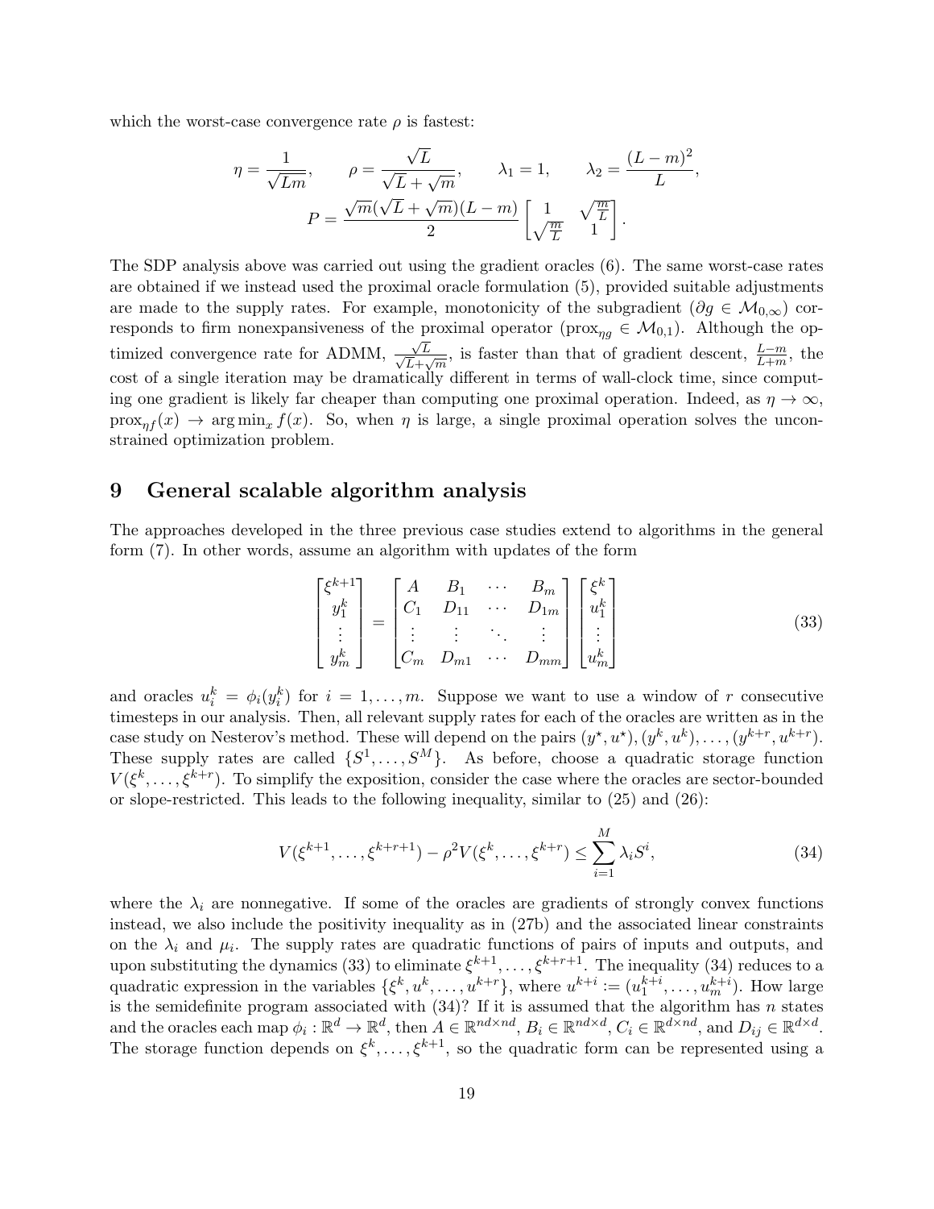which the worst-case convergence rate $\rho$ is fastest:

$$
\eta = \frac{1}{\sqrt{Lm}}, \qquad \rho = \frac{\sqrt{L}}{\sqrt{L}+\sqrt{m}}, \qquad \lambda_1 = 1, \qquad \lambda_2 = \frac{(L-m)^2}{L},
$$
$$
P = \frac{\sqrt{m}(\sqrt{L}+\sqrt{m})(L-m)}{2} \begin{bmatrix} 1 & \sqrt{\frac{m}{L}} \\ \sqrt{\frac{m}{L}} & 1 \end{bmatrix}.
$$

The SDP analysis above was carried out using the gradient oracles (6). The same worst-case rates are obtained if we instead used the proximal oracle formulation (5), provided suitable adjustments are made to the supply rates. For example, monotonicity of the subgradient ($\partial g \in \mathcal{M}_{0,\infty}$) corresponds to firm nonexpansiveness of the proximal operator ($\text{prox}_{\eta g} \in \mathcal{M}_{0,1}$). Although the optimized convergence rate for ADMM, $\frac{\sqrt{L}}{\sqrt{L}+\sqrt{m}}$, is faster than that of gradient descent, $\frac{L-m}{L+m}$, the cost of a single iteration may be dramatically different in terms of wall-clock time, since computing one gradient is likely far cheaper than computing one proximal operation. Indeed, as $\eta \to \infty$, $\text{prox}_{\eta f}(x) \to \arg\min_x f(x)$. So, when $\eta$ is large, a single proximal operation solves the unconstrained optimization problem.

## 9 General scalable algorithm analysis

The approaches developed in the three previous case studies extend to algorithms in the general form (7). In other words, assume an algorithm with updates of the form

$$
\begin{bmatrix} \xi^{k+1} \\ y_1^k \\ \vdots \\ y_m^k \end{bmatrix} = \begin{bmatrix} A & B_1 & \cdots & B_m \\ C_1 & D_{11} & \cdots & D_{1m} \\ \vdots & \vdots & \ddots & \vdots \\ C_m & D_{m1} & \cdots & D_{mm} \end{bmatrix} \begin{bmatrix} \xi^k \\ u_1^k \\ \vdots \\ u_m^k \end{bmatrix} \tag{33}
$$

and oracles $u_i^k = \phi_i(y_i^k)$ for $i = 1, \ldots, m$. Suppose we want to use a window of $r$ consecutive timesteps in our analysis. Then, all relevant supply rates for each of the oracles are written as in the case study on Nesterov's method. These will depend on the pairs $(y^\star, u^\star), (y^k, u^k), \ldots, (y^{k+r}, u^{k+r})$. These supply rates are called $\{S^1, \ldots, S^M\}$. As before, choose a quadratic storage function $V(\xi^k, \ldots, \xi^{k+r})$. To simplify the exposition, consider the case where the oracles are sector-bounded or slope-restricted. This leads to the following inequality, similar to (25) and (26):

$$
V(\xi^{k+1}, \ldots, \xi^{k+r+1}) - \rho^2 V(\xi^k, \ldots, \xi^{k+r}) \le \sum_{i=1}^{M} \lambda_i S^i, \tag{34}
$$

where the $\lambda_i$ are nonnegative. If some of the oracles are gradients of strongly convex functions instead, we also include the positivity inequality as in (27b) and the associated linear constraints on the $\lambda_i$ and $\mu_i$. The supply rates are quadratic functions of pairs of inputs and outputs, and upon substituting the dynamics (33) to eliminate $\xi^{k+1}, \ldots, \xi^{k+r+1}$. The inequality (34) reduces to a quadratic expression in the variables $\{\xi^k, u^k, \ldots, u^{k+r}\}$, where $u^{k+i} := (u_1^{k+i}, \ldots, u_m^{k+i})$. How large is the semidefinite program associated with (34)? If it is assumed that the algorithm has $n$ states and the oracles each map $\phi_i : \mathbb{R}^d \to \mathbb{R}^d$, then $A \in \mathbb{R}^{nd \times nd}$, $B_i \in \mathbb{R}^{nd \times d}$, $C_i \in \mathbb{R}^{d \times nd}$, and $D_{ij} \in \mathbb{R}^{d \times d}$. The storage function depends on $\xi^k, \ldots, \xi^{k+1}$, so the quadratic form can be represented using a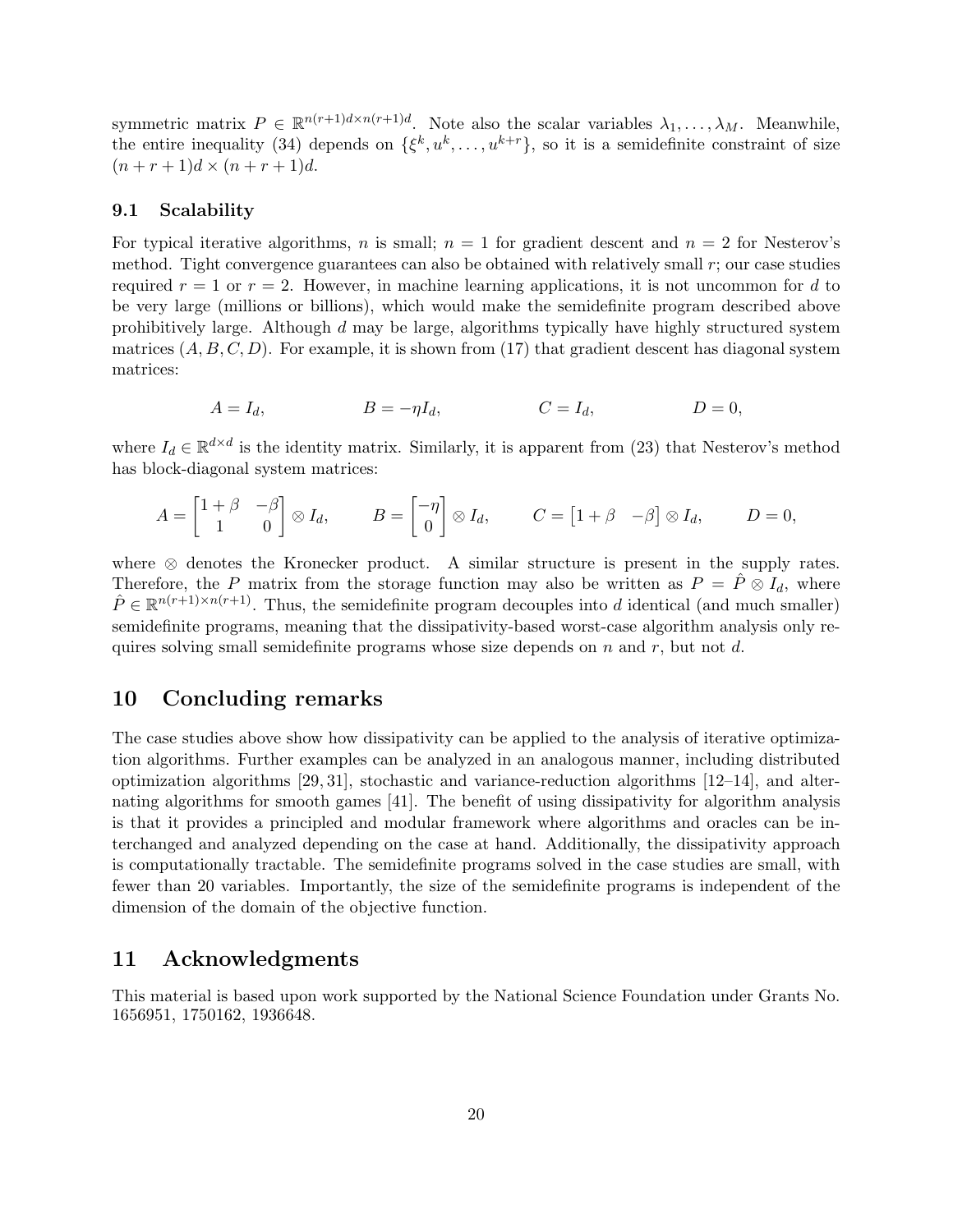symmetric matrix $P \in \mathbb{R}^{n(r+1)d \times n(r+1)d}$. Note also the scalar variables $\lambda_1, \ldots, \lambda_M$. Meanwhile, the entire inequality (34) depends on $\{\xi^k, u^k, \ldots, u^{k+r}\}$, so it is a semidefinite constraint of size $(n + r + 1)d \times (n + r + 1)d$.

### 9.1 Scalability

For typical iterative algorithms, $n$ is small; $n = 1$ for gradient descent and $n = 2$ for Nesterov's method. Tight convergence guarantees can also be obtained with relatively small $r$; our case studies required $r = 1$ or $r = 2$. However, in machine learning applications, it is not uncommon for $d$ to be very large (millions or billions), which would make the semidefinite program described above prohibitively large. Although $d$ may be large, algorithms typically have highly structured system matrices $(A, B, C, D)$. For example, it is shown from (17) that gradient descent has diagonal system matrices:

$$A = I_d, \qquad B = -\eta I_d, \qquad C = I_d, \qquad D = 0,$$

where $I_d \in \mathbb{R}^{d \times d}$ is the identity matrix. Similarly, it is apparent from (23) that Nesterov's method has block-diagonal system matrices:

$$A = \begin{bmatrix} 1+\beta & -\beta \\ 1 & 0 \end{bmatrix} \otimes I_d, \qquad B = \begin{bmatrix} -\eta \\ 0 \end{bmatrix} \otimes I_d, \qquad C = \begin{bmatrix} 1+\beta & -\beta \end{bmatrix} \otimes I_d, \qquad D = 0,$$

where $\otimes$ denotes the Kronecker product. A similar structure is present in the supply rates. Therefore, the $P$ matrix from the storage function may also be written as $P = \hat{P} \otimes I_d$, where $\hat{P} \in \mathbb{R}^{n(r+1) \times n(r+1)}$. Thus, the semidefinite program decouples into $d$ identical (and much smaller) semidefinite programs, meaning that the dissipativity-based worst-case algorithm analysis only requires solving small semidefinite programs whose size depends on $n$ and $r$, but not $d$.

## 10 Concluding remarks

The case studies above show how dissipativity can be applied to the analysis of iterative optimization algorithms. Further examples can be analyzed in an analogous manner, including distributed optimization algorithms [29, 31], stochastic and variance-reduction algorithms [12–14], and alternating algorithms for smooth games [41]. The benefit of using dissipativity for algorithm analysis is that it provides a principled and modular framework where algorithms and oracles can be interchanged and analyzed depending on the case at hand. Additionally, the dissipativity approach is computationally tractable. The semidefinite programs solved in the case studies are small, with fewer than 20 variables. Importantly, the size of the semidefinite programs is independent of the dimension of the domain of the objective function.

## 11 Acknowledgments

This material is based upon work supported by the National Science Foundation under Grants No. 1656951, 1750162, 1936648.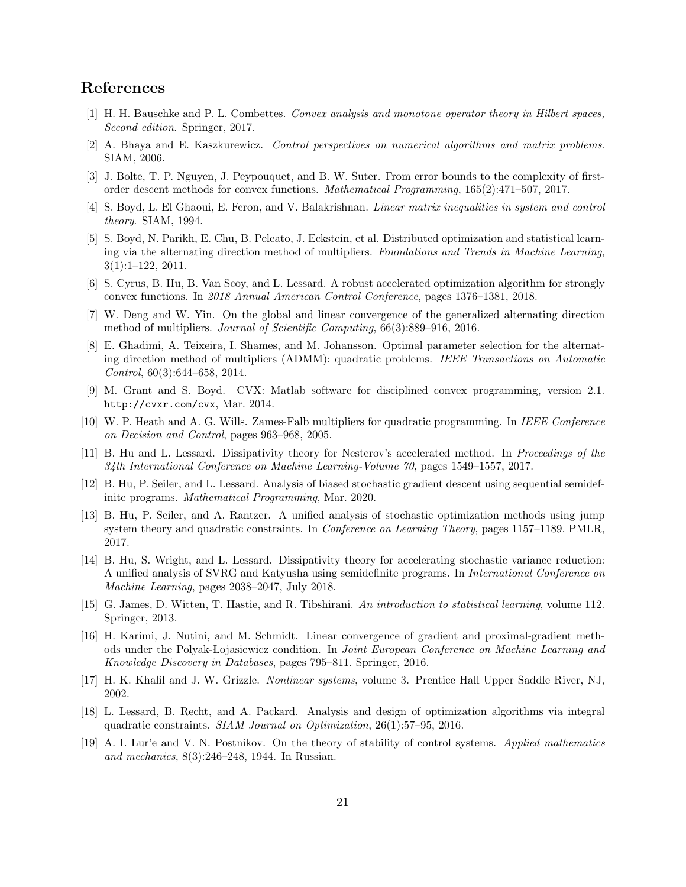## References

[1] H. H. Bauschke and P. L. Combettes. *Convex analysis and monotone operator theory in Hilbert spaces, Second edition*. Springer, 2017.

[2] A. Bhaya and E. Kaszkurewicz. *Control perspectives on numerical algorithms and matrix problems*. SIAM, 2006.

[3] J. Bolte, T. P. Nguyen, J. Peypouquet, and B. W. Suter. From error bounds to the complexity of first-order descent methods for convex functions. *Mathematical Programming*, 165(2):471–507, 2017.

[4] S. Boyd, L. El Ghaoui, E. Feron, and V. Balakrishnan. *Linear matrix inequalities in system and control theory*. SIAM, 1994.

[5] S. Boyd, N. Parikh, E. Chu, B. Peleato, J. Eckstein, et al. Distributed optimization and statistical learning via the alternating direction method of multipliers. *Foundations and Trends in Machine Learning*, 3(1):1–122, 2011.

[6] S. Cyrus, B. Hu, B. Van Scoy, and L. Lessard. A robust accelerated optimization algorithm for strongly convex functions. In *2018 Annual American Control Conference*, pages 1376–1381, 2018.

[7] W. Deng and W. Yin. On the global and linear convergence of the generalized alternating direction method of multipliers. *Journal of Scientific Computing*, 66(3):889–916, 2016.

[8] E. Ghadimi, A. Teixeira, I. Shames, and M. Johansson. Optimal parameter selection for the alternating direction method of multipliers (ADMM): quadratic problems. *IEEE Transactions on Automatic Control*, 60(3):644–658, 2014.

[9] M. Grant and S. Boyd. CVX: Matlab software for disciplined convex programming, version 2.1. `http://cvxr.com/cvx`, Mar. 2014.

[10] W. P. Heath and A. G. Wills. Zames-Falb multipliers for quadratic programming. In *IEEE Conference on Decision and Control*, pages 963–968, 2005.

[11] B. Hu and L. Lessard. Dissipativity theory for Nesterov's accelerated method. In *Proceedings of the 34th International Conference on Machine Learning-Volume 70*, pages 1549–1557, 2017.

[12] B. Hu, P. Seiler, and L. Lessard. Analysis of biased stochastic gradient descent using sequential semidefinite programs. *Mathematical Programming*, Mar. 2020.

[13] B. Hu, P. Seiler, and A. Rantzer. A unified analysis of stochastic optimization methods using jump system theory and quadratic constraints. In *Conference on Learning Theory*, pages 1157–1189. PMLR, 2017.

[14] B. Hu, S. Wright, and L. Lessard. Dissipativity theory for accelerating stochastic variance reduction: A unified analysis of SVRG and Katyusha using semidefinite programs. In *International Conference on Machine Learning*, pages 2038–2047, July 2018.

[15] G. James, D. Witten, T. Hastie, and R. Tibshirani. *An introduction to statistical learning*, volume 112. Springer, 2013.

[16] H. Karimi, J. Nutini, and M. Schmidt. Linear convergence of gradient and proximal-gradient methods under the Polyak-Łojasiewicz condition. In *Joint European Conference on Machine Learning and Knowledge Discovery in Databases*, pages 795–811. Springer, 2016.

[17] H. K. Khalil and J. W. Grizzle. *Nonlinear systems*, volume 3. Prentice Hall Upper Saddle River, NJ, 2002.

[18] L. Lessard, B. Recht, and A. Packard. Analysis and design of optimization algorithms via integral quadratic constraints. *SIAM Journal on Optimization*, 26(1):57–95, 2016.

[19] A. I. Lur'e and V. N. Postnikov. On the theory of stability of control systems. *Applied mathematics and mechanics*, 8(3):246–248, 1944. In Russian.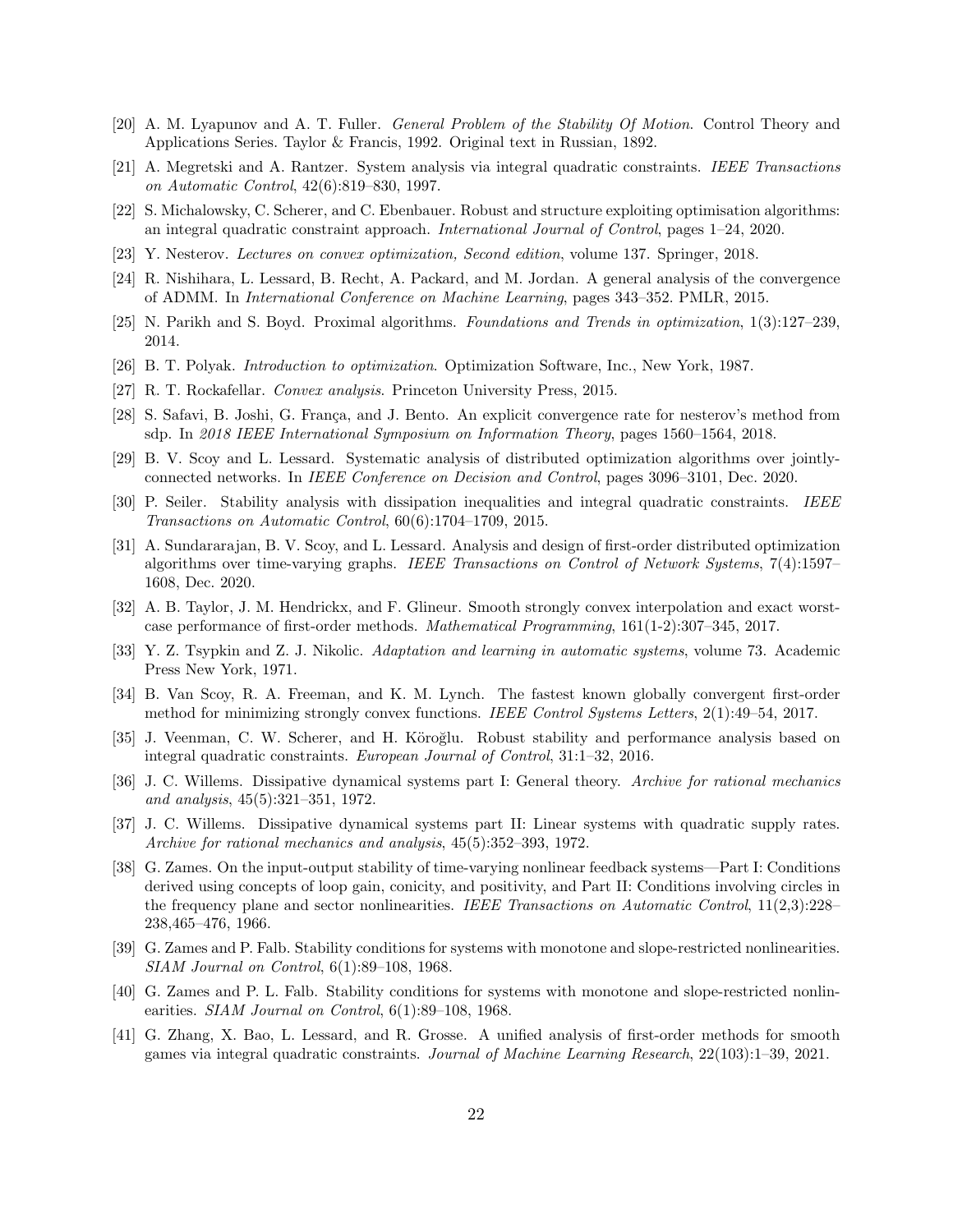[20] A. M. Lyapunov and A. T. Fuller. *General Problem of the Stability Of Motion*. Control Theory and Applications Series. Taylor & Francis, 1992. Original text in Russian, 1892.

[21] A. Megretski and A. Rantzer. System analysis via integral quadratic constraints. *IEEE Transactions on Automatic Control*, 42(6):819–830, 1997.

[22] S. Michalowsky, C. Scherer, and C. Ebenbauer. Robust and structure exploiting optimisation algorithms: an integral quadratic constraint approach. *International Journal of Control*, pages 1–24, 2020.

[23] Y. Nesterov. *Lectures on convex optimization, Second edition*, volume 137. Springer, 2018.

[24] R. Nishihara, L. Lessard, B. Recht, A. Packard, and M. Jordan. A general analysis of the convergence of ADMM. In *International Conference on Machine Learning*, pages 343–352. PMLR, 2015.

[25] N. Parikh and S. Boyd. Proximal algorithms. *Foundations and Trends in optimization*, 1(3):127–239, 2014.

[26] B. T. Polyak. *Introduction to optimization*. Optimization Software, Inc., New York, 1987.

[27] R. T. Rockafellar. *Convex analysis*. Princeton University Press, 2015.

[28] S. Safavi, B. Joshi, G. França, and J. Bento. An explicit convergence rate for nesterov's method from sdp. In *2018 IEEE International Symposium on Information Theory*, pages 1560–1564, 2018.

[29] B. V. Scoy and L. Lessard. Systematic analysis of distributed optimization algorithms over jointly-connected networks. In *IEEE Conference on Decision and Control*, pages 3096–3101, Dec. 2020.

[30] P. Seiler. Stability analysis with dissipation inequalities and integral quadratic constraints. *IEEE Transactions on Automatic Control*, 60(6):1704–1709, 2015.

[31] A. Sundararajan, B. V. Scoy, and L. Lessard. Analysis and design of first-order distributed optimization algorithms over time-varying graphs. *IEEE Transactions on Control of Network Systems*, 7(4):1597–1608, Dec. 2020.

[32] A. B. Taylor, J. M. Hendrickx, and F. Glineur. Smooth strongly convex interpolation and exact worst-case performance of first-order methods. *Mathematical Programming*, 161(1-2):307–345, 2017.

[33] Y. Z. Tsypkin and Z. J. Nikolic. *Adaptation and learning in automatic systems*, volume 73. Academic Press New York, 1971.

[34] B. Van Scoy, R. A. Freeman, and K. M. Lynch. The fastest known globally convergent first-order method for minimizing strongly convex functions. *IEEE Control Systems Letters*, 2(1):49–54, 2017.

[35] J. Veenman, C. W. Scherer, and H. Köroğlu. Robust stability and performance analysis based on integral quadratic constraints. *European Journal of Control*, 31:1–32, 2016.

[36] J. C. Willems. Dissipative dynamical systems part I: General theory. *Archive for rational mechanics and analysis*, 45(5):321–351, 1972.

[37] J. C. Willems. Dissipative dynamical systems part II: Linear systems with quadratic supply rates. *Archive for rational mechanics and analysis*, 45(5):352–393, 1972.

[38] G. Zames. On the input-output stability of time-varying nonlinear feedback systems—Part I: Conditions derived using concepts of loop gain, conicity, and positivity, and Part II: Conditions involving circles in the frequency plane and sector nonlinearities. *IEEE Transactions on Automatic Control*, 11(2,3):228–238,465–476, 1966.

[39] G. Zames and P. Falb. Stability conditions for systems with monotone and slope-restricted nonlinearities. *SIAM Journal on Control*, 6(1):89–108, 1968.

[40] G. Zames and P. L. Falb. Stability conditions for systems with monotone and slope-restricted nonlinearities. *SIAM Journal on Control*, 6(1):89–108, 1968.

[41] G. Zhang, X. Bao, L. Lessard, and R. Grosse. A unified analysis of first-order methods for smooth games via integral quadratic constraints. *Journal of Machine Learning Research*, 22(103):1–39, 2021.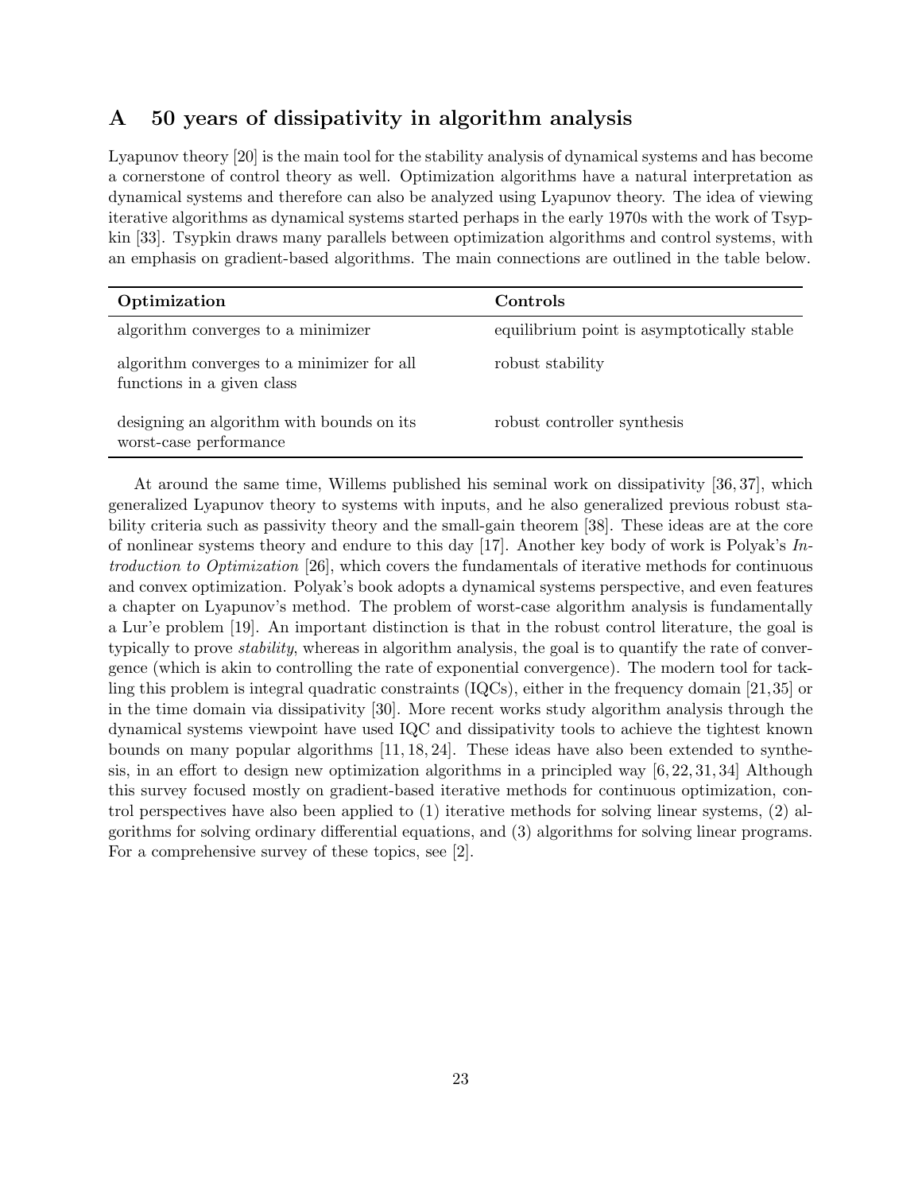## A 50 years of dissipativity in algorithm analysis

Lyapunov theory [20] is the main tool for the stability analysis of dynamical systems and has become a cornerstone of control theory as well. Optimization algorithms have a natural interpretation as dynamical systems and therefore can also be analyzed using Lyapunov theory. The idea of viewing iterative algorithms as dynamical systems started perhaps in the early 1970s with the work of Tsypkin [33]. Tsypkin draws many parallels between optimization algorithms and control systems, with an emphasis on gradient-based algorithms. The main connections are outlined in the table below.

| Optimization | Controls |
| --- | --- |
| algorithm converges to a minimizer | equilibrium point is asymptotically stable |
| algorithm converges to a minimizer for all functions in a given class | robust stability |
| designing an algorithm with bounds on its worst-case performance | robust controller synthesis |

At around the same time, Willems published his seminal work on dissipativity [36, 37], which generalized Lyapunov theory to systems with inputs, and he also generalized previous robust stability criteria such as passivity theory and the small-gain theorem [38]. These ideas are at the core of nonlinear systems theory and endure to this day [17]. Another key body of work is Polyak's *Introduction to Optimization* [26], which covers the fundamentals of iterative methods for continuous and convex optimization. Polyak's book adopts a dynamical systems perspective, and even features a chapter on Lyapunov's method. The problem of worst-case algorithm analysis is fundamentally a Lur'e problem [19]. An important distinction is that in the robust control literature, the goal is typically to prove *stability*, whereas in algorithm analysis, the goal is to quantify the rate of convergence (which is akin to controlling the rate of exponential convergence). The modern tool for tackling this problem is integral quadratic constraints (IQCs), either in the frequency domain [21, 35] or in the time domain via dissipativity [30]. More recent works study algorithm analysis through the dynamical systems viewpoint have used IQC and dissipativity tools to achieve the tightest known bounds on many popular algorithms [11, 18, 24]. These ideas have also been extended to synthesis, in an effort to design new optimization algorithms in a principled way [6, 22, 31, 34] Although this survey focused mostly on gradient-based iterative methods for continuous optimization, control perspectives have also been applied to (1) iterative methods for solving linear systems, (2) algorithms for solving ordinary differential equations, and (3) algorithms for solving linear programs. For a comprehensive survey of these topics, see [2].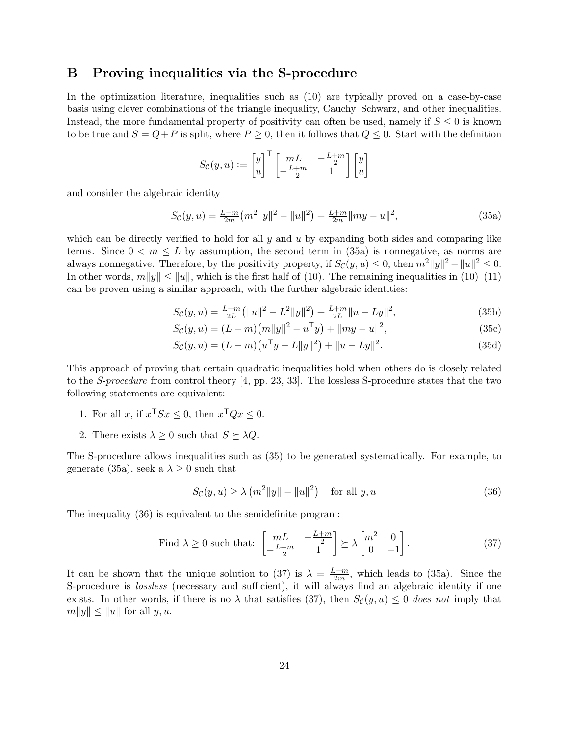## B Proving inequalities via the S-procedure

In the optimization literature, inequalities such as (10) are typically proved on a case-by-case basis using clever combinations of the triangle inequality, Cauchy–Schwarz, and other inequalities. Instead, the more fundamental property of positivity can often be used, namely if $S \leq 0$ is known to be true and $S = Q + P$ is split, where $P \geq 0$, then it follows that $Q \leq 0$. Start with the definition

$$S_{\mathcal{C}}(y, u) := \begin{bmatrix} y \\ u \end{bmatrix}^{\mathsf{T}} \begin{bmatrix} mL & -\frac{L+m}{2} \\ -\frac{L+m}{2} & 1 \end{bmatrix} \begin{bmatrix} y \\ u \end{bmatrix}$$

and consider the algebraic identity

$$S_{\mathcal{C}}(y, u) = \tfrac{L-m}{2m}\big(m^2\|y\|^2 - \|u\|^2\big) + \tfrac{L+m}{2m}\|my - u\|^2, \tag{35a}$$

which can be directly verified to hold for all $y$ and $u$ by expanding both sides and comparing like terms. Since $0 < m \leq L$ by assumption, the second term in (35a) is nonnegative, as norms are always nonnegative. Therefore, by the positivity property, if $S_{\mathcal{C}}(y, u) \leq 0$, then $m^2\|y\|^2 - \|u\|^2 \leq 0$. In other words, $m\|y\| \leq \|u\|$, which is the first half of (10). The remaining inequalities in (10)–(11) can be proven using a similar approach, with the further algebraic identities:

$$S_{\mathcal{C}}(y, u) = \tfrac{L-m}{2L}\big(\|u\|^2 - L^2\|y\|^2\big) + \tfrac{L+m}{2L}\|u - Ly\|^2, \tag{35b}$$

$$S_{\mathcal{C}}(y, u) = (L - m)\big(m\|y\|^2 - u^{\mathsf{T}}y\big) + \|my - u\|^2, \tag{35c}$$

$$S_{\mathcal{C}}(y, u) = (L - m)\big(u^{\mathsf{T}}y - L\|y\|^2\big) + \|u - Ly\|^2. \tag{35d}$$

This approach of proving that certain quadratic inequalities hold when others do is closely related to the *S-procedure* from control theory [4, pp. 23, 33]. The lossless S-procedure states that the two following statements are equivalent:

1. For all $x$, if $x^{\mathsf{T}}Sx \leq 0$, then $x^{\mathsf{T}}Qx \leq 0$.
2. There exists $\lambda \geq 0$ such that $S \succeq \lambda Q$.

The S-procedure allows inequalities such as (35) to be generated systematically. For example, to generate (35a), seek a $\lambda \geq 0$ such that

$$S_{\mathcal{C}}(y, u) \geq \lambda\left(m^2\|y\| - \|u\|^2\right) \quad \text{for all } y, u \tag{36}$$

The inequality (36) is equivalent to the semidefinite program:

$$\text{Find } \lambda \geq 0 \text{ such that: } \begin{bmatrix} mL & -\frac{L+m}{2} \\ -\frac{L+m}{2} & 1 \end{bmatrix} \succeq \lambda \begin{bmatrix} m^2 & 0 \\ 0 & -1 \end{bmatrix}. \tag{37}$$

It can be shown that the unique solution to (37) is $\lambda = \frac{L-m}{2m}$, which leads to (35a). Since the S-procedure is *lossless* (necessary and sufficient), it will always find an algebraic identity if one exists. In other words, if there is no $\lambda$ that satisfies (37), then $S_{\mathcal{C}}(y, u) \leq 0$ *does not* imply that $m\|y\| \leq \|u\|$ for all $y, u$.